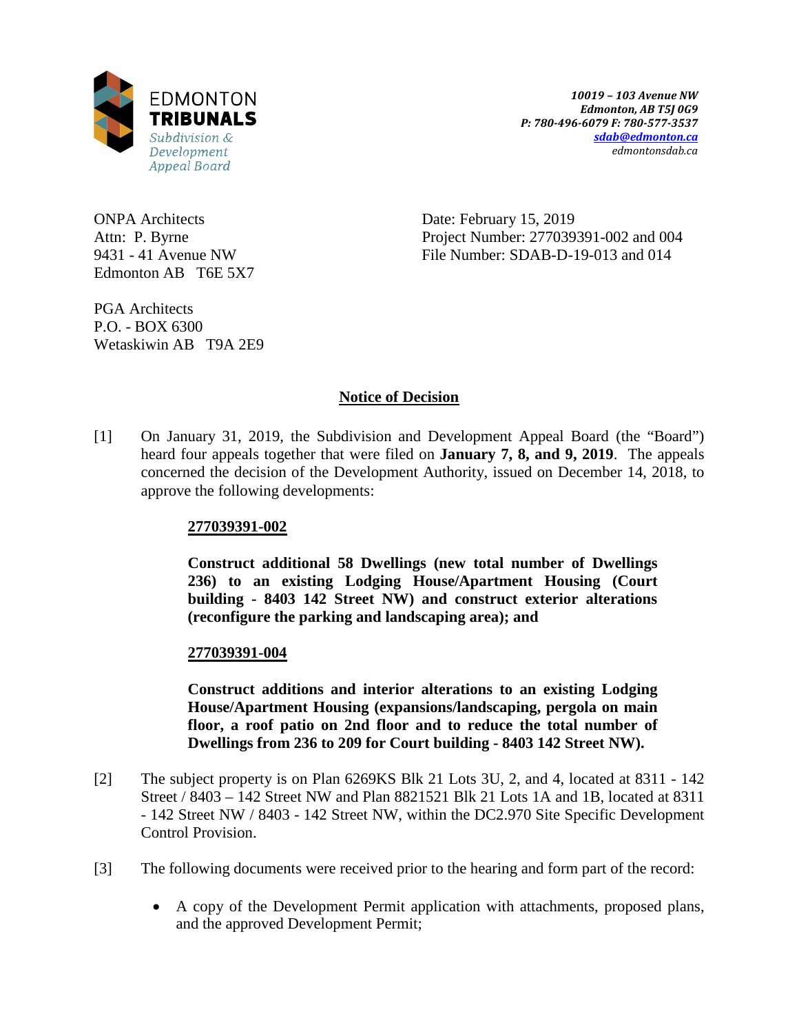EDMONTON
**TRIBUNALS**
*Subdivision & Development Appeal Board*

***10019 – 103 Avenue NW***
***Edmonton, AB T5J 0G9***
***P: 780-496-6079 F: 780-577-3537***
***sdab@edmonton.ca***
*edmontonsdab.ca*

ONPA Architects
Attn: P. Byrne
9431 - 41 Avenue NW
Edmonton AB T6E 5X7

PGA Architects
P.O. - BOX 6300
Wetaskiwin AB T9A 2E9

Date: February 15, 2019
Project Number: 277039391-002 and 004
File Number: SDAB-D-19-013 and 014

## Notice of Decision

[1] On January 31, 2019, the Subdivision and Development Appeal Board (the "Board") heard four appeals together that were filed on **January 7, 8, and 9, 2019**. The appeals concerned the decision of the Development Authority, issued on December 14, 2018, to approve the following developments:

**277039391-002**

**Construct additional 58 Dwellings (new total number of Dwellings 236) to an existing Lodging House/Apartment Housing (Court building - 8403 142 Street NW) and construct exterior alterations (reconfigure the parking and landscaping area); and**

**277039391-004**

**Construct additions and interior alterations to an existing Lodging House/Apartment Housing (expansions/landscaping, pergola on main floor, a roof patio on 2nd floor and to reduce the total number of Dwellings from 236 to 209 for Court building - 8403 142 Street NW).**

[2] The subject property is on Plan 6269KS Blk 21 Lots 3U, 2, and 4, located at 8311 - 142 Street / 8403 – 142 Street NW and Plan 8821521 Blk 21 Lots 1A and 1B, located at 8311 - 142 Street NW / 8403 - 142 Street NW, within the DC2.970 Site Specific Development Control Provision.

[3] The following documents were received prior to the hearing and form part of the record:

- A copy of the Development Permit application with attachments, proposed plans, and the approved Development Permit;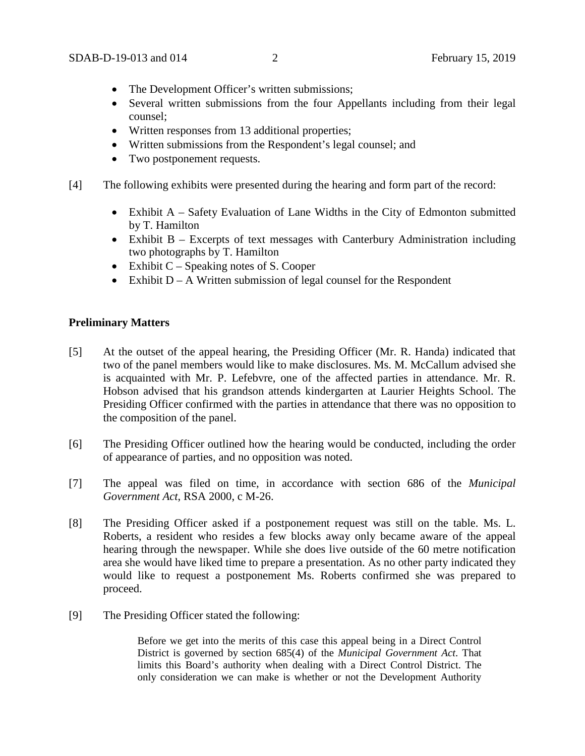- The Development Officer's written submissions;
- Several written submissions from the four Appellants including from their legal counsel;
- Written responses from 13 additional properties;
- Written submissions from the Respondent's legal counsel; and
- Two postponement requests.

[4] The following exhibits were presented during the hearing and form part of the record:

- Exhibit A – Safety Evaluation of Lane Widths in the City of Edmonton submitted by T. Hamilton
- Exhibit B – Excerpts of text messages with Canterbury Administration including two photographs by T. Hamilton
- Exhibit C – Speaking notes of S. Cooper
- Exhibit D – A Written submission of legal counsel for the Respondent

**Preliminary Matters**

[5] At the outset of the appeal hearing, the Presiding Officer (Mr. R. Handa) indicated that two of the panel members would like to make disclosures. Ms. M. McCallum advised she is acquainted with Mr. P. Lefebvre, one of the affected parties in attendance. Mr. R. Hobson advised that his grandson attends kindergarten at Laurier Heights School. The Presiding Officer confirmed with the parties in attendance that there was no opposition to the composition of the panel.

[6] The Presiding Officer outlined how the hearing would be conducted, including the order of appearance of parties, and no opposition was noted.

[7] The appeal was filed on time, in accordance with section 686 of the *Municipal Government Act*, RSA 2000, c M-26.

[8] The Presiding Officer asked if a postponement request was still on the table. Ms. L. Roberts, a resident who resides a few blocks away only became aware of the appeal hearing through the newspaper. While she does live outside of the 60 metre notification area she would have liked time to prepare a presentation. As no other party indicated they would like to request a postponement Ms. Roberts confirmed she was prepared to proceed.

[9] The Presiding Officer stated the following:

> Before we get into the merits of this case this appeal being in a Direct Control District is governed by section 685(4) of the *Municipal Government Act*. That limits this Board's authority when dealing with a Direct Control District. The only consideration we can make is whether or not the Development Authority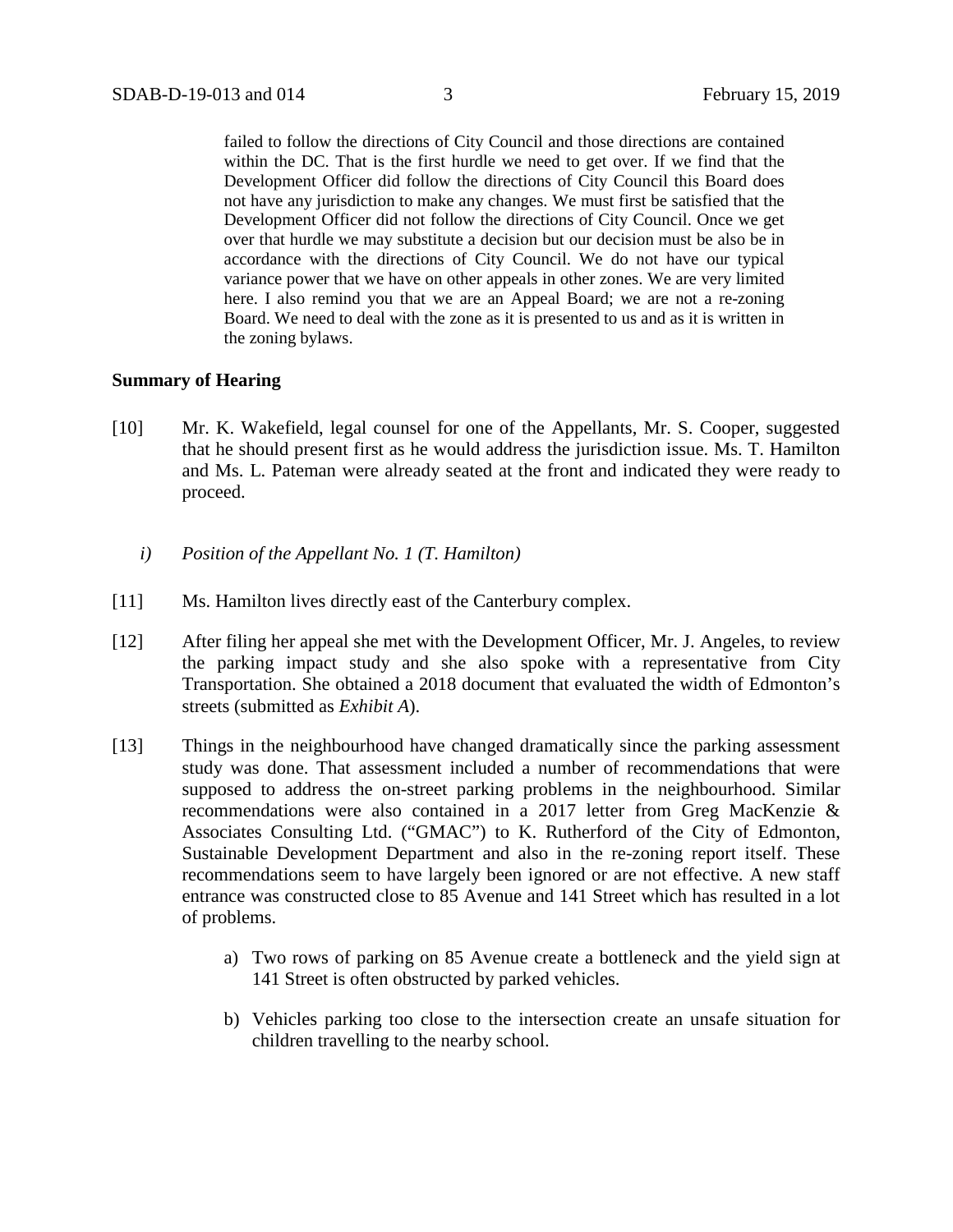> failed to follow the directions of City Council and those directions are contained within the DC. That is the first hurdle we need to get over. If we find that the Development Officer did follow the directions of City Council this Board does not have any jurisdiction to make any changes. We must first be satisfied that the Development Officer did not follow the directions of City Council. Once we get over that hurdle we may substitute a decision but our decision must be also be in accordance with the directions of City Council. We do not have our typical variance power that we have on other appeals in other zones. We are very limited here. I also remind you that we are an Appeal Board; we are not a re-zoning Board. We need to deal with the zone as it is presented to us and as it is written in the zoning bylaws.

**Summary of Hearing**

[10] Mr. K. Wakefield, legal counsel for one of the Appellants, Mr. S. Cooper, suggested that he should present first as he would address the jurisdiction issue. Ms. T. Hamilton and Ms. L. Pateman were already seated at the front and indicated they were ready to proceed.

*i) Position of the Appellant No. 1 (T. Hamilton)*

[11] Ms. Hamilton lives directly east of the Canterbury complex.

[12] After filing her appeal she met with the Development Officer, Mr. J. Angeles, to review the parking impact study and she also spoke with a representative from City Transportation. She obtained a 2018 document that evaluated the width of Edmonton's streets (submitted as *Exhibit A*).

[13] Things in the neighbourhood have changed dramatically since the parking assessment study was done. That assessment included a number of recommendations that were supposed to address the on-street parking problems in the neighbourhood. Similar recommendations were also contained in a 2017 letter from Greg MacKenzie & Associates Consulting Ltd. ("GMAC") to K. Rutherford of the City of Edmonton, Sustainable Development Department and also in the re-zoning report itself. These recommendations seem to have largely been ignored or are not effective. A new staff entrance was constructed close to 85 Avenue and 141 Street which has resulted in a lot of problems.

a) Two rows of parking on 85 Avenue create a bottleneck and the yield sign at 141 Street is often obstructed by parked vehicles.

b) Vehicles parking too close to the intersection create an unsafe situation for children travelling to the nearby school.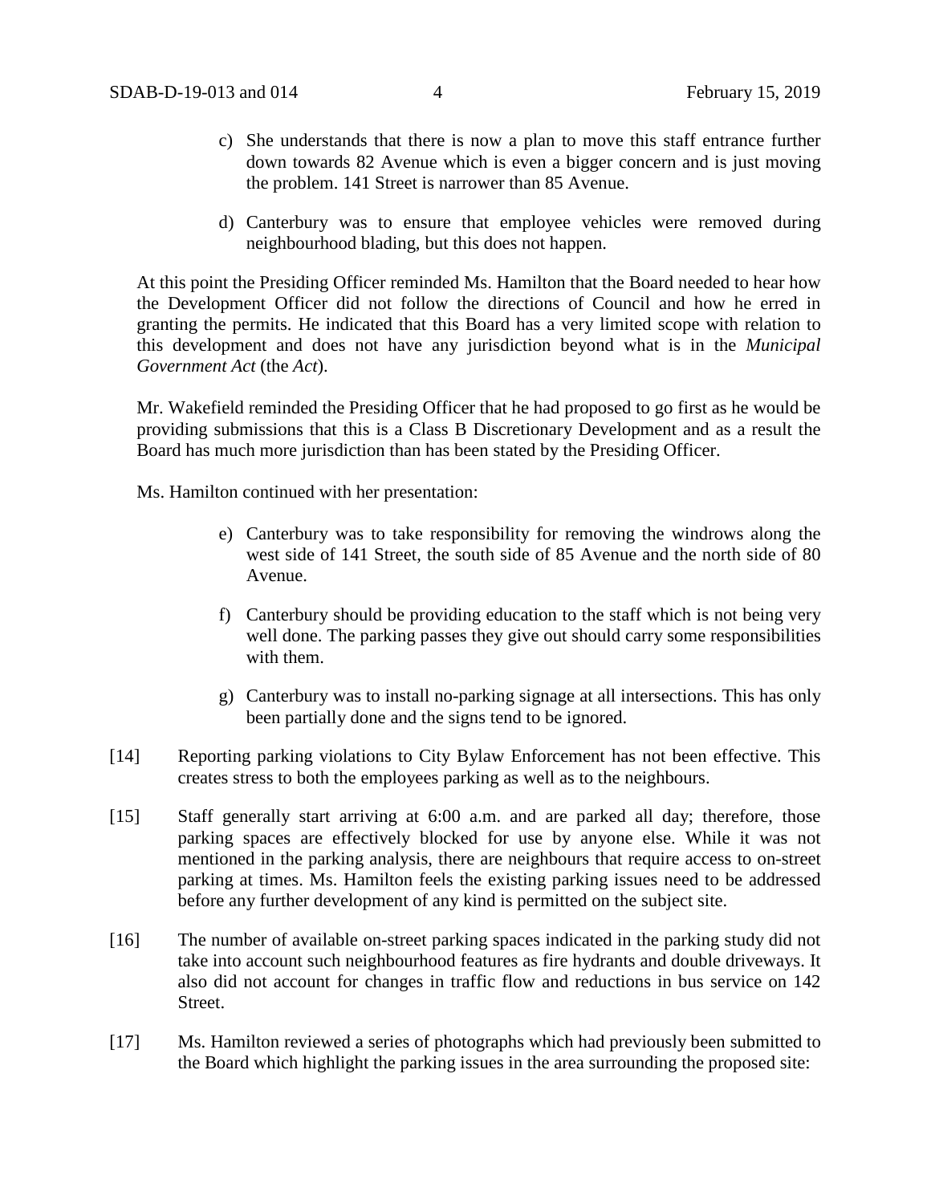c) She understands that there is now a plan to move this staff entrance further down towards 82 Avenue which is even a bigger concern and is just moving the problem. 141 Street is narrower than 85 Avenue.

d) Canterbury was to ensure that employee vehicles were removed during neighbourhood blading, but this does not happen.

At this point the Presiding Officer reminded Ms. Hamilton that the Board needed to hear how the Development Officer did not follow the directions of Council and how he erred in granting the permits. He indicated that this Board has a very limited scope with relation to this development and does not have any jurisdiction beyond what is in the *Municipal Government Act* (the *Act*).

Mr. Wakefield reminded the Presiding Officer that he had proposed to go first as he would be providing submissions that this is a Class B Discretionary Development and as a result the Board has much more jurisdiction than has been stated by the Presiding Officer.

Ms. Hamilton continued with her presentation:

e) Canterbury was to take responsibility for removing the windrows along the west side of 141 Street, the south side of 85 Avenue and the north side of 80 Avenue.

f) Canterbury should be providing education to the staff which is not being very well done. The parking passes they give out should carry some responsibilities with them.

g) Canterbury was to install no-parking signage at all intersections. This has only been partially done and the signs tend to be ignored.

[14] Reporting parking violations to City Bylaw Enforcement has not been effective. This creates stress to both the employees parking as well as to the neighbours.

[15] Staff generally start arriving at 6:00 a.m. and are parked all day; therefore, those parking spaces are effectively blocked for use by anyone else. While it was not mentioned in the parking analysis, there are neighbours that require access to on-street parking at times. Ms. Hamilton feels the existing parking issues need to be addressed before any further development of any kind is permitted on the subject site.

[16] The number of available on-street parking spaces indicated in the parking study did not take into account such neighbourhood features as fire hydrants and double driveways. It also did not account for changes in traffic flow and reductions in bus service on 142 Street.

[17] Ms. Hamilton reviewed a series of photographs which had previously been submitted to the Board which highlight the parking issues in the area surrounding the proposed site: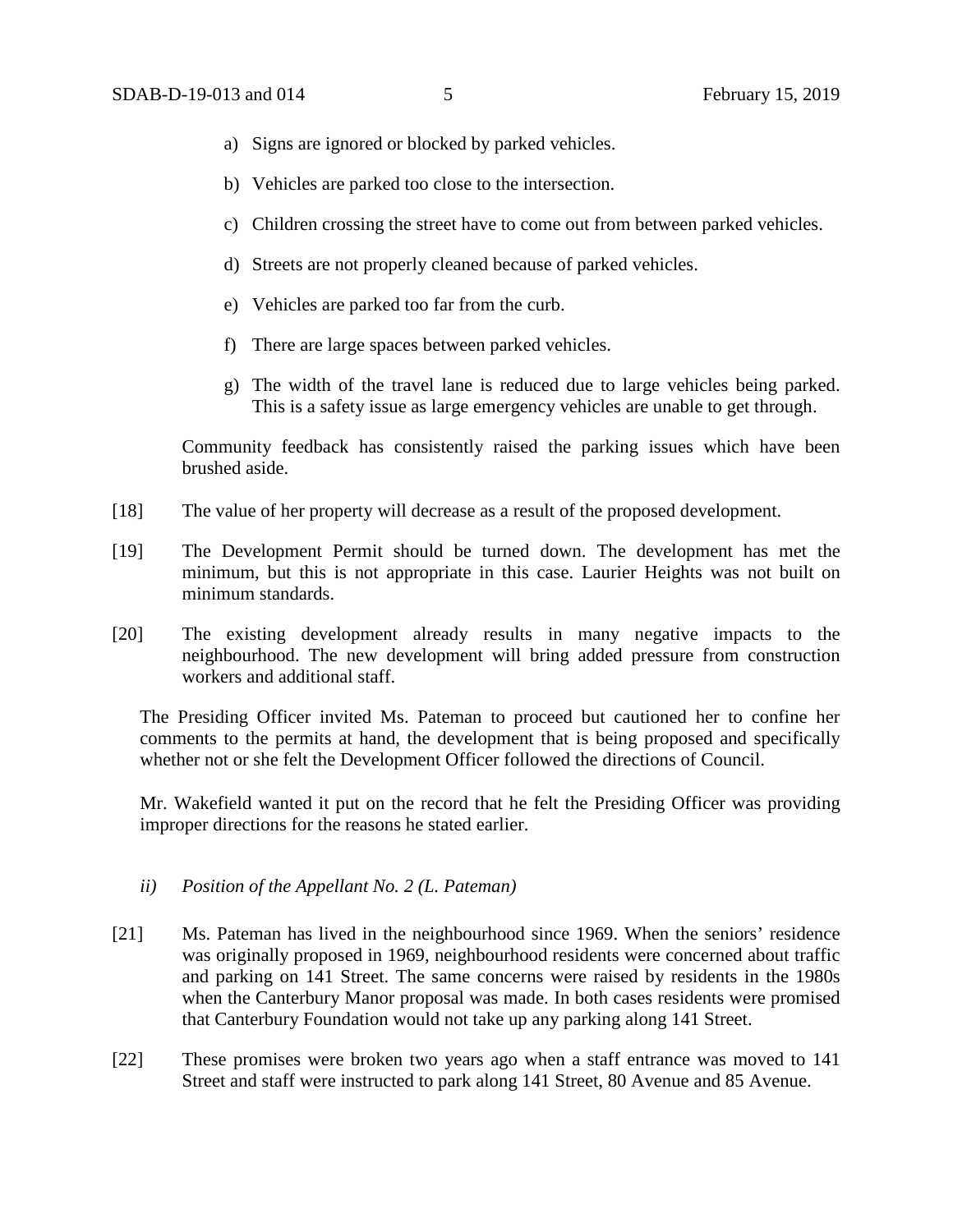a) Signs are ignored or blocked by parked vehicles.

b) Vehicles are parked too close to the intersection.

c) Children crossing the street have to come out from between parked vehicles.

d) Streets are not properly cleaned because of parked vehicles.

e) Vehicles are parked too far from the curb.

f) There are large spaces between parked vehicles.

g) The width of the travel lane is reduced due to large vehicles being parked. This is a safety issue as large emergency vehicles are unable to get through.

Community feedback has consistently raised the parking issues which have been brushed aside.

[18] The value of her property will decrease as a result of the proposed development.

[19] The Development Permit should be turned down. The development has met the minimum, but this is not appropriate in this case. Laurier Heights was not built on minimum standards.

[20] The existing development already results in many negative impacts to the neighbourhood. The new development will bring added pressure from construction workers and additional staff.

The Presiding Officer invited Ms. Pateman to proceed but cautioned her to confine her comments to the permits at hand, the development that is being proposed and specifically whether not or she felt the Development Officer followed the directions of Council.

Mr. Wakefield wanted it put on the record that he felt the Presiding Officer was providing improper directions for the reasons he stated earlier.

*ii) Position of the Appellant No. 2 (L. Pateman)*

[21] Ms. Pateman has lived in the neighbourhood since 1969. When the seniors' residence was originally proposed in 1969, neighbourhood residents were concerned about traffic and parking on 141 Street. The same concerns were raised by residents in the 1980s when the Canterbury Manor proposal was made. In both cases residents were promised that Canterbury Foundation would not take up any parking along 141 Street.

[22] These promises were broken two years ago when a staff entrance was moved to 141 Street and staff were instructed to park along 141 Street, 80 Avenue and 85 Avenue.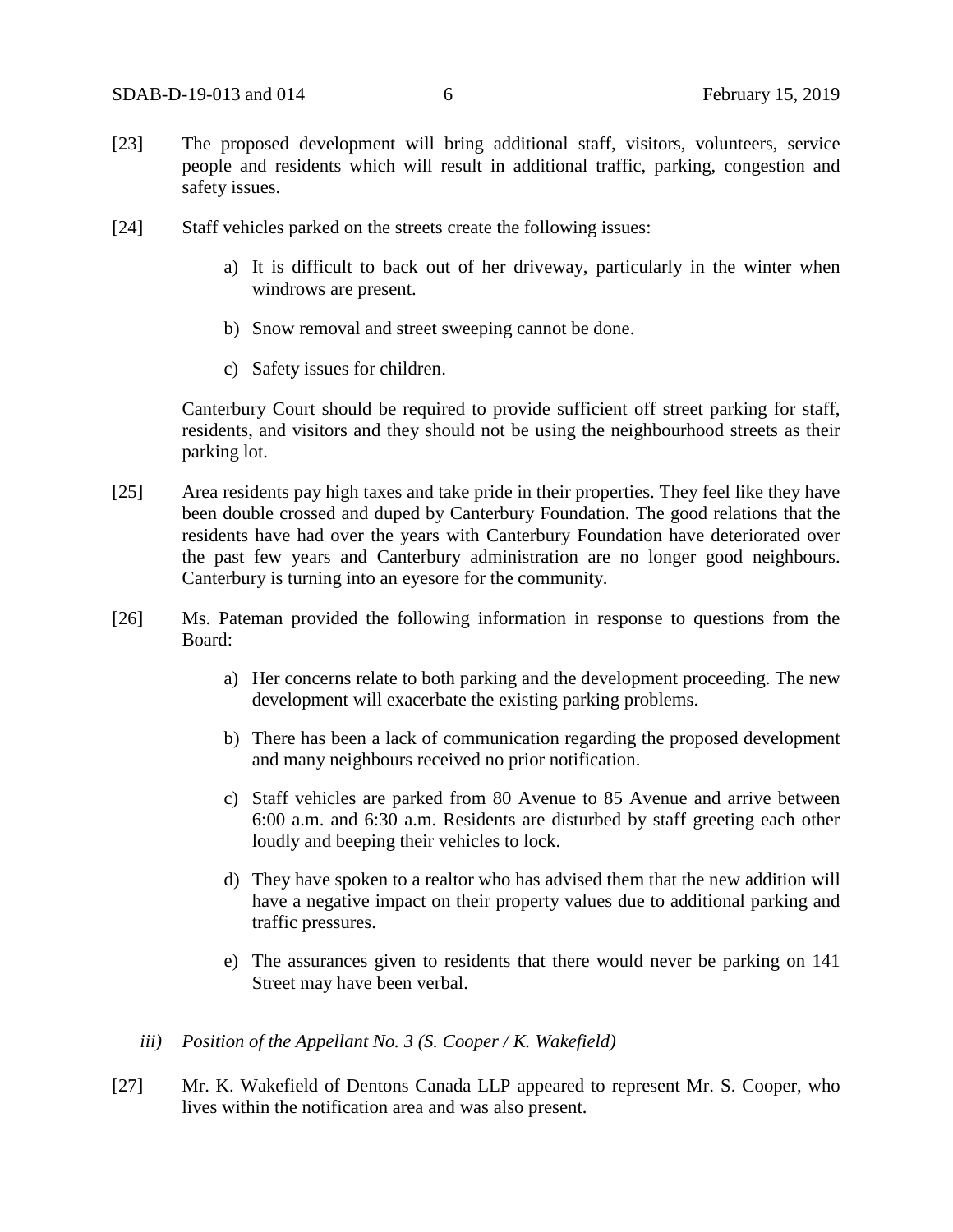[23] The proposed development will bring additional staff, visitors, volunteers, service people and residents which will result in additional traffic, parking, congestion and safety issues.

[24] Staff vehicles parked on the streets create the following issues:

a) It is difficult to back out of her driveway, particularly in the winter when windrows are present.

b) Snow removal and street sweeping cannot be done.

c) Safety issues for children.

Canterbury Court should be required to provide sufficient off street parking for staff, residents, and visitors and they should not be using the neighbourhood streets as their parking lot.

[25] Area residents pay high taxes and take pride in their properties. They feel like they have been double crossed and duped by Canterbury Foundation. The good relations that the residents have had over the years with Canterbury Foundation have deteriorated over the past few years and Canterbury administration are no longer good neighbours. Canterbury is turning into an eyesore for the community.

[26] Ms. Pateman provided the following information in response to questions from the Board:

a) Her concerns relate to both parking and the development proceeding. The new development will exacerbate the existing parking problems.

b) There has been a lack of communication regarding the proposed development and many neighbours received no prior notification.

c) Staff vehicles are parked from 80 Avenue to 85 Avenue and arrive between 6:00 a.m. and 6:30 a.m. Residents are disturbed by staff greeting each other loudly and beeping their vehicles to lock.

d) They have spoken to a realtor who has advised them that the new addition will have a negative impact on their property values due to additional parking and traffic pressures.

e) The assurances given to residents that there would never be parking on 141 Street may have been verbal.

*iii) Position of the Appellant No. 3 (S. Cooper / K. Wakefield)*

[27] Mr. K. Wakefield of Dentons Canada LLP appeared to represent Mr. S. Cooper, who lives within the notification area and was also present.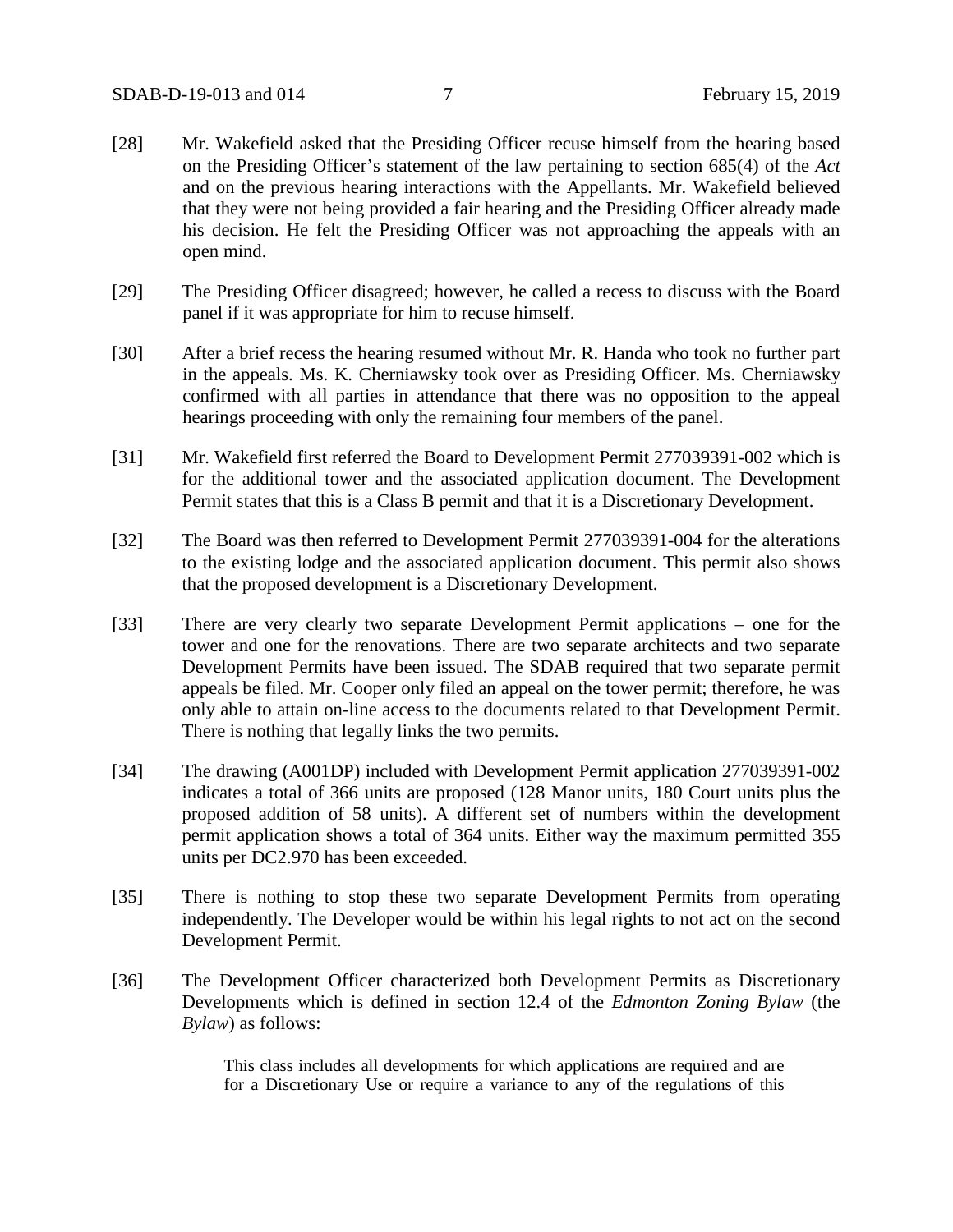[28] Mr. Wakefield asked that the Presiding Officer recuse himself from the hearing based on the Presiding Officer's statement of the law pertaining to section 685(4) of the *Act* and on the previous hearing interactions with the Appellants. Mr. Wakefield believed that they were not being provided a fair hearing and the Presiding Officer already made his decision. He felt the Presiding Officer was not approaching the appeals with an open mind.

[29] The Presiding Officer disagreed; however, he called a recess to discuss with the Board panel if it was appropriate for him to recuse himself.

[30] After a brief recess the hearing resumed without Mr. R. Handa who took no further part in the appeals. Ms. K. Cherniawsky took over as Presiding Officer. Ms. Cherniawsky confirmed with all parties in attendance that there was no opposition to the appeal hearings proceeding with only the remaining four members of the panel.

[31] Mr. Wakefield first referred the Board to Development Permit 277039391-002 which is for the additional tower and the associated application document. The Development Permit states that this is a Class B permit and that it is a Discretionary Development.

[32] The Board was then referred to Development Permit 277039391-004 for the alterations to the existing lodge and the associated application document. This permit also shows that the proposed development is a Discretionary Development.

[33] There are very clearly two separate Development Permit applications – one for the tower and one for the renovations. There are two separate architects and two separate Development Permits have been issued. The SDAB required that two separate permit appeals be filed. Mr. Cooper only filed an appeal on the tower permit; therefore, he was only able to attain on-line access to the documents related to that Development Permit. There is nothing that legally links the two permits.

[34] The drawing (A001DP) included with Development Permit application 277039391-002 indicates a total of 366 units are proposed (128 Manor units, 180 Court units plus the proposed addition of 58 units). A different set of numbers within the development permit application shows a total of 364 units. Either way the maximum permitted 355 units per DC2.970 has been exceeded.

[35] There is nothing to stop these two separate Development Permits from operating independently. The Developer would be within his legal rights to not act on the second Development Permit.

[36] The Development Officer characterized both Development Permits as Discretionary Developments which is defined in section 12.4 of the *Edmonton Zoning Bylaw* (the *Bylaw*) as follows:

> This class includes all developments for which applications are required and are for a Discretionary Use or require a variance to any of the regulations of this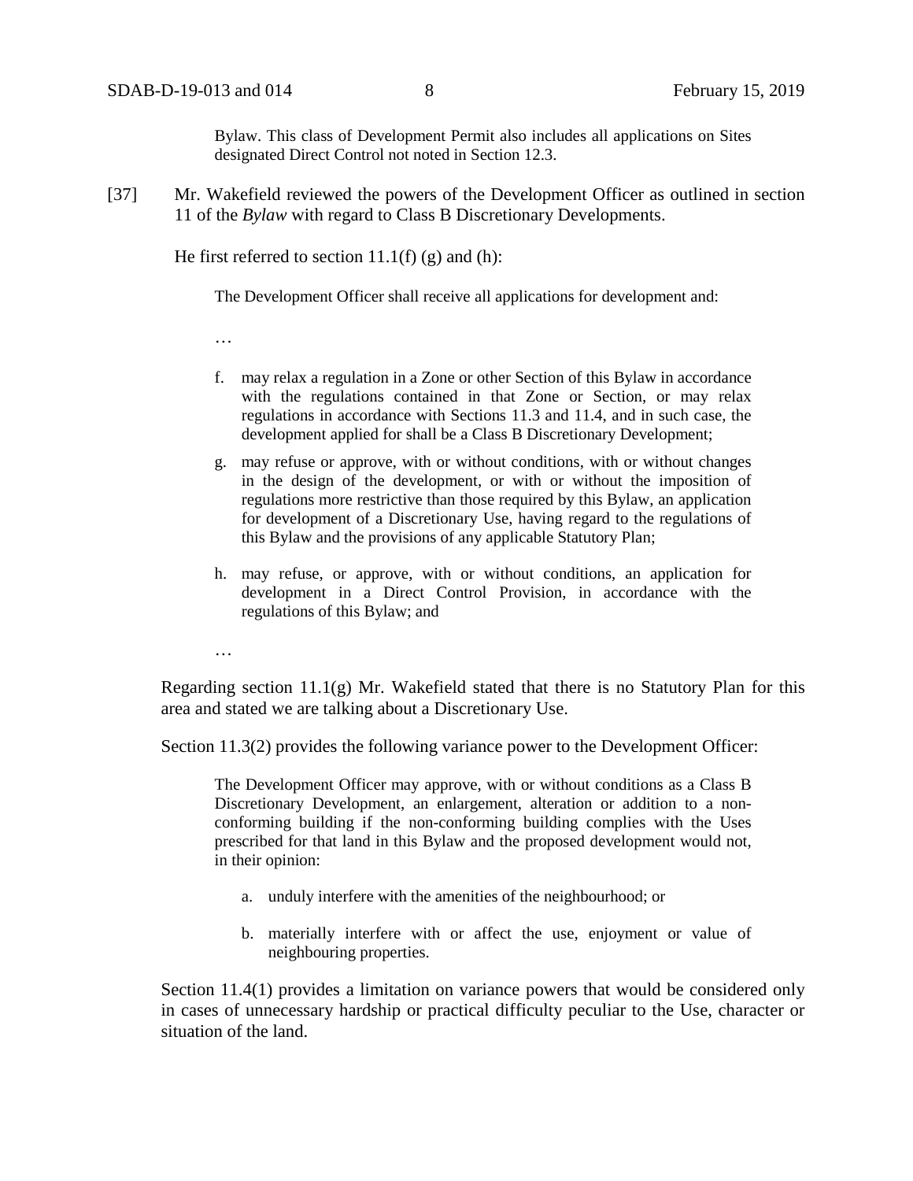> Bylaw. This class of Development Permit also includes all applications on Sites designated Direct Control not noted in Section 12.3.

[37] Mr. Wakefield reviewed the powers of the Development Officer as outlined in section 11 of the *Bylaw* with regard to Class B Discretionary Developments.

He first referred to section 11.1(f) (g) and (h):

> The Development Officer shall receive all applications for development and:
>
> …
>
> f. may relax a regulation in a Zone or other Section of this Bylaw in accordance with the regulations contained in that Zone or Section, or may relax regulations in accordance with Sections 11.3 and 11.4, and in such case, the development applied for shall be a Class B Discretionary Development;
>
> g. may refuse or approve, with or without conditions, with or without changes in the design of the development, or with or without the imposition of regulations more restrictive than those required by this Bylaw, an application for development of a Discretionary Use, having regard to the regulations of this Bylaw and the provisions of any applicable Statutory Plan;
>
> h. may refuse, or approve, with or without conditions, an application for development in a Direct Control Provision, in accordance with the regulations of this Bylaw; and
>
> …

Regarding section 11.1(g) Mr. Wakefield stated that there is no Statutory Plan for this area and stated we are talking about a Discretionary Use.

Section 11.3(2) provides the following variance power to the Development Officer:

> The Development Officer may approve, with or without conditions as a Class B Discretionary Development, an enlargement, alteration or addition to a non-conforming building if the non-conforming building complies with the Uses prescribed for that land in this Bylaw and the proposed development would not, in their opinion:
>
> a. unduly interfere with the amenities of the neighbourhood; or
>
> b. materially interfere with or affect the use, enjoyment or value of neighbouring properties.

Section 11.4(1) provides a limitation on variance powers that would be considered only in cases of unnecessary hardship or practical difficulty peculiar to the Use, character or situation of the land.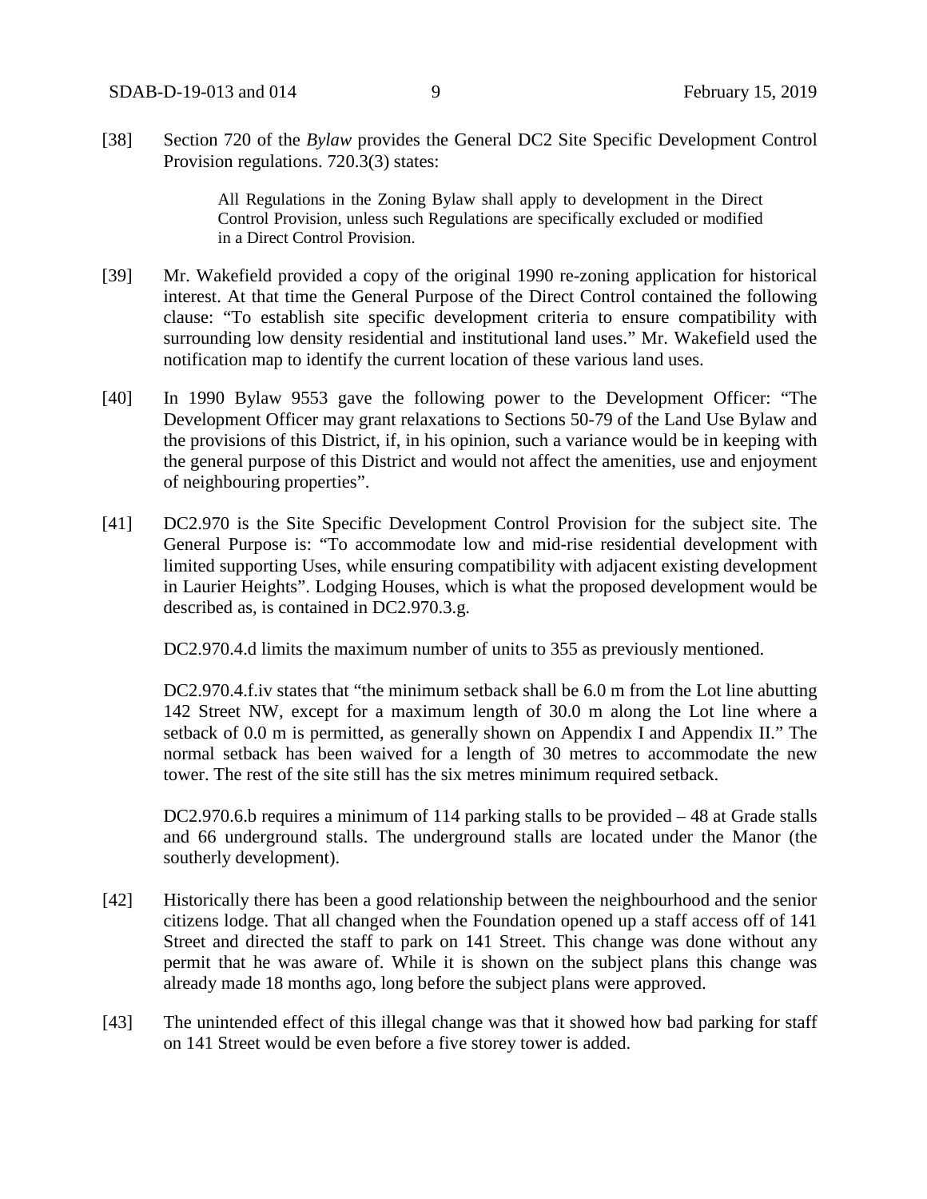[38] Section 720 of the *Bylaw* provides the General DC2 Site Specific Development Control Provision regulations. 720.3(3) states:

> All Regulations in the Zoning Bylaw shall apply to development in the Direct Control Provision, unless such Regulations are specifically excluded or modified in a Direct Control Provision.

[39] Mr. Wakefield provided a copy of the original 1990 re-zoning application for historical interest. At that time the General Purpose of the Direct Control contained the following clause: "To establish site specific development criteria to ensure compatibility with surrounding low density residential and institutional land uses." Mr. Wakefield used the notification map to identify the current location of these various land uses.

[40] In 1990 Bylaw 9553 gave the following power to the Development Officer: "The Development Officer may grant relaxations to Sections 50-79 of the Land Use Bylaw and the provisions of this District, if, in his opinion, such a variance would be in keeping with the general purpose of this District and would not affect the amenities, use and enjoyment of neighbouring properties".

[41] DC2.970 is the Site Specific Development Control Provision for the subject site. The General Purpose is: "To accommodate low and mid-rise residential development with limited supporting Uses, while ensuring compatibility with adjacent existing development in Laurier Heights". Lodging Houses, which is what the proposed development would be described as, is contained in DC2.970.3.g.

DC2.970.4.d limits the maximum number of units to 355 as previously mentioned.

DC2.970.4.f.iv states that "the minimum setback shall be 6.0 m from the Lot line abutting 142 Street NW, except for a maximum length of 30.0 m along the Lot line where a setback of 0.0 m is permitted, as generally shown on Appendix I and Appendix II." The normal setback has been waived for a length of 30 metres to accommodate the new tower. The rest of the site still has the six metres minimum required setback.

DC2.970.6.b requires a minimum of 114 parking stalls to be provided – 48 at Grade stalls and 66 underground stalls. The underground stalls are located under the Manor (the southerly development).

[42] Historically there has been a good relationship between the neighbourhood and the senior citizens lodge. That all changed when the Foundation opened up a staff access off of 141 Street and directed the staff to park on 141 Street. This change was done without any permit that he was aware of. While it is shown on the subject plans this change was already made 18 months ago, long before the subject plans were approved.

[43] The unintended effect of this illegal change was that it showed how bad parking for staff on 141 Street would be even before a five storey tower is added.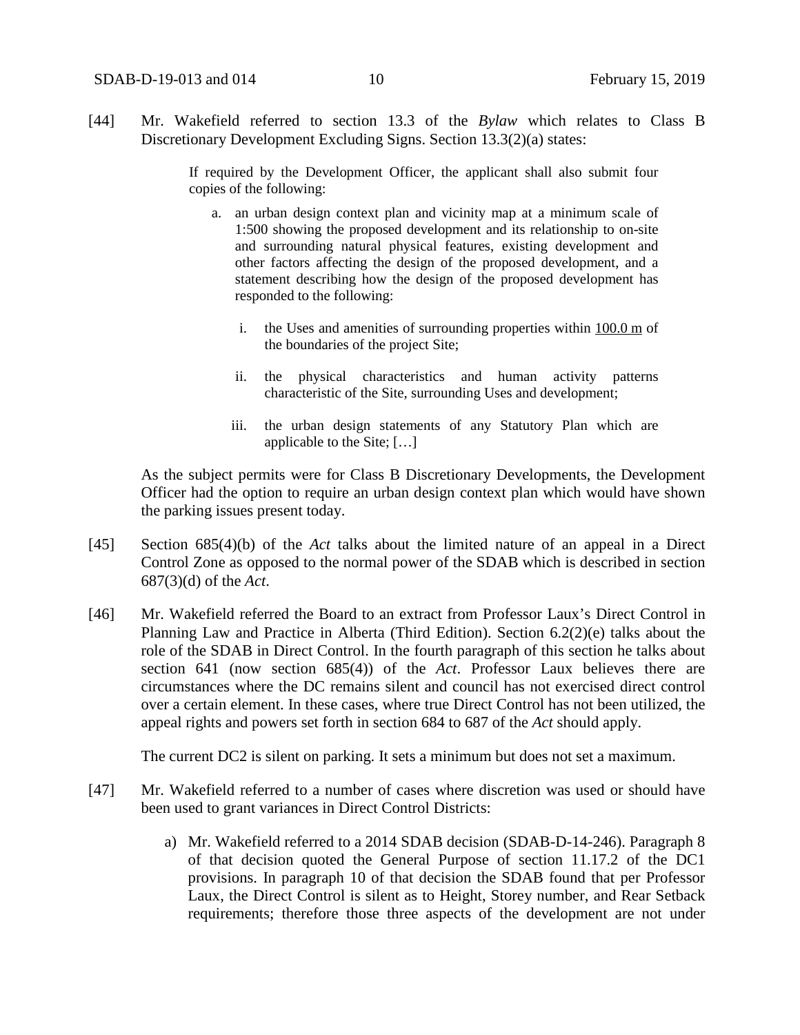[44] Mr. Wakefield referred to section 13.3 of the *Bylaw* which relates to Class B Discretionary Development Excluding Signs. Section 13.3(2)(a) states:

> If required by the Development Officer, the applicant shall also submit four copies of the following:
>
> a. an urban design context plan and vicinity map at a minimum scale of 1:500 showing the proposed development and its relationship to on-site and surrounding natural physical features, existing development and other factors affecting the design of the proposed development, and a statement describing how the design of the proposed development has responded to the following:
>
>    i. the Uses and amenities of surrounding properties within <u>100.0 m</u> of the boundaries of the project Site;
>
>    ii. the physical characteristics and human activity patterns characteristic of the Site, surrounding Uses and development;
>
>    iii. the urban design statements of any Statutory Plan which are applicable to the Site; […]

As the subject permits were for Class B Discretionary Developments, the Development Officer had the option to require an urban design context plan which would have shown the parking issues present today.

[45] Section 685(4)(b) of the *Act* talks about the limited nature of an appeal in a Direct Control Zone as opposed to the normal power of the SDAB which is described in section 687(3)(d) of the *Act*.

[46] Mr. Wakefield referred the Board to an extract from Professor Laux's Direct Control in Planning Law and Practice in Alberta (Third Edition). Section 6.2(2)(e) talks about the role of the SDAB in Direct Control. In the fourth paragraph of this section he talks about section 641 (now section 685(4)) of the *Act*. Professor Laux believes there are circumstances where the DC remains silent and council has not exercised direct control over a certain element. In these cases, where true Direct Control has not been utilized, the appeal rights and powers set forth in section 684 to 687 of the *Act* should apply.

The current DC2 is silent on parking. It sets a minimum but does not set a maximum.

[47] Mr. Wakefield referred to a number of cases where discretion was used or should have been used to grant variances in Direct Control Districts:

a) Mr. Wakefield referred to a 2014 SDAB decision (SDAB-D-14-246). Paragraph 8 of that decision quoted the General Purpose of section 11.17.2 of the DC1 provisions. In paragraph 10 of that decision the SDAB found that per Professor Laux, the Direct Control is silent as to Height, Storey number, and Rear Setback requirements; therefore those three aspects of the development are not under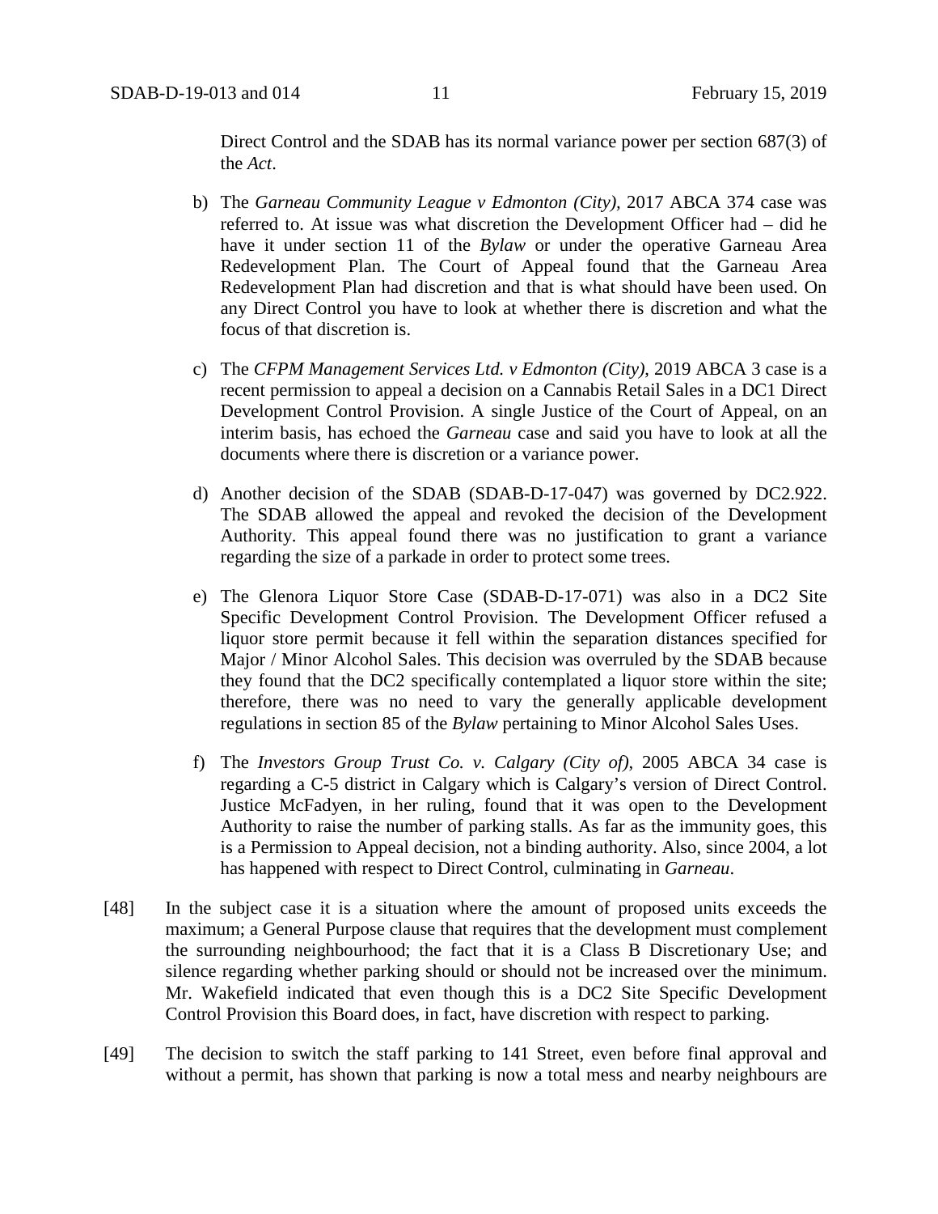Direct Control and the SDAB has its normal variance power per section 687(3) of the *Act*.

b) The *Garneau Community League v Edmonton (City)*, 2017 ABCA 374 case was referred to. At issue was what discretion the Development Officer had – did he have it under section 11 of the *Bylaw* or under the operative Garneau Area Redevelopment Plan. The Court of Appeal found that the Garneau Area Redevelopment Plan had discretion and that is what should have been used. On any Direct Control you have to look at whether there is discretion and what the focus of that discretion is.

c) The *CFPM Management Services Ltd. v Edmonton (City)*, 2019 ABCA 3 case is a recent permission to appeal a decision on a Cannabis Retail Sales in a DC1 Direct Development Control Provision. A single Justice of the Court of Appeal, on an interim basis, has echoed the *Garneau* case and said you have to look at all the documents where there is discretion or a variance power.

d) Another decision of the SDAB (SDAB-D-17-047) was governed by DC2.922. The SDAB allowed the appeal and revoked the decision of the Development Authority. This appeal found there was no justification to grant a variance regarding the size of a parkade in order to protect some trees.

e) The Glenora Liquor Store Case (SDAB-D-17-071) was also in a DC2 Site Specific Development Control Provision. The Development Officer refused a liquor store permit because it fell within the separation distances specified for Major / Minor Alcohol Sales. This decision was overruled by the SDAB because they found that the DC2 specifically contemplated a liquor store within the site; therefore, there was no need to vary the generally applicable development regulations in section 85 of the *Bylaw* pertaining to Minor Alcohol Sales Uses.

f) The *Investors Group Trust Co. v. Calgary (City of)*, 2005 ABCA 34 case is regarding a C-5 district in Calgary which is Calgary's version of Direct Control. Justice McFadyen, in her ruling, found that it was open to the Development Authority to raise the number of parking stalls. As far as the immunity goes, this is a Permission to Appeal decision, not a binding authority. Also, since 2004, a lot has happened with respect to Direct Control, culminating in *Garneau*.

[48] In the subject case it is a situation where the amount of proposed units exceeds the maximum; a General Purpose clause that requires that the development must complement the surrounding neighbourhood; the fact that it is a Class B Discretionary Use; and silence regarding whether parking should or should not be increased over the minimum. Mr. Wakefield indicated that even though this is a DC2 Site Specific Development Control Provision this Board does, in fact, have discretion with respect to parking.

[49] The decision to switch the staff parking to 141 Street, even before final approval and without a permit, has shown that parking is now a total mess and nearby neighbours are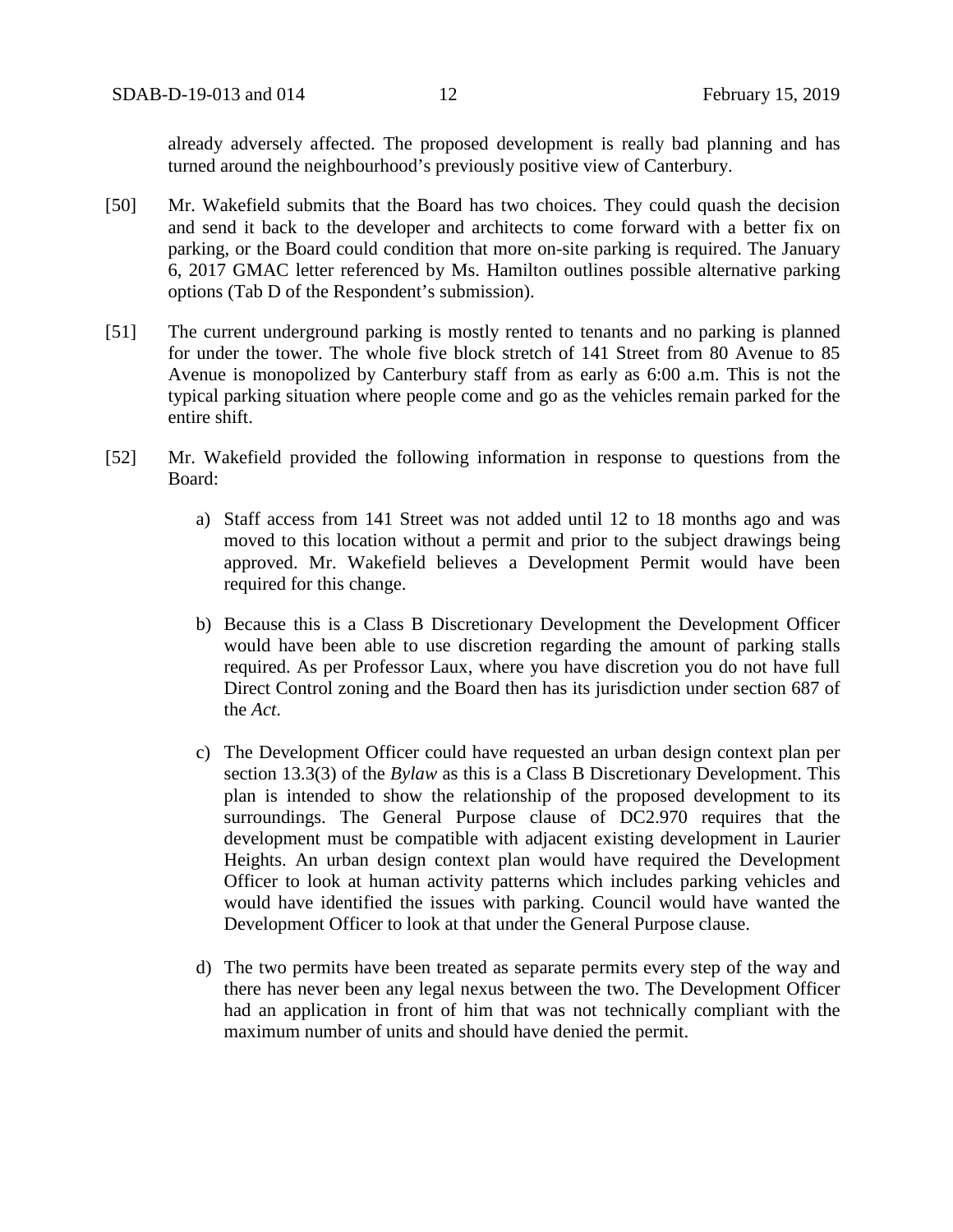already adversely affected. The proposed development is really bad planning and has turned around the neighbourhood's previously positive view of Canterbury.

[50] Mr. Wakefield submits that the Board has two choices. They could quash the decision and send it back to the developer and architects to come forward with a better fix on parking, or the Board could condition that more on-site parking is required. The January 6, 2017 GMAC letter referenced by Ms. Hamilton outlines possible alternative parking options (Tab D of the Respondent's submission).

[51] The current underground parking is mostly rented to tenants and no parking is planned for under the tower. The whole five block stretch of 141 Street from 80 Avenue to 85 Avenue is monopolized by Canterbury staff from as early as 6:00 a.m. This is not the typical parking situation where people come and go as the vehicles remain parked for the entire shift.

[52] Mr. Wakefield provided the following information in response to questions from the Board:

a) Staff access from 141 Street was not added until 12 to 18 months ago and was moved to this location without a permit and prior to the subject drawings being approved. Mr. Wakefield believes a Development Permit would have been required for this change.

b) Because this is a Class B Discretionary Development the Development Officer would have been able to use discretion regarding the amount of parking stalls required. As per Professor Laux, where you have discretion you do not have full Direct Control zoning and the Board then has its jurisdiction under section 687 of the *Act*.

c) The Development Officer could have requested an urban design context plan per section 13.3(3) of the *Bylaw* as this is a Class B Discretionary Development. This plan is intended to show the relationship of the proposed development to its surroundings. The General Purpose clause of DC2.970 requires that the development must be compatible with adjacent existing development in Laurier Heights. An urban design context plan would have required the Development Officer to look at human activity patterns which includes parking vehicles and would have identified the issues with parking. Council would have wanted the Development Officer to look at that under the General Purpose clause.

d) The two permits have been treated as separate permits every step of the way and there has never been any legal nexus between the two. The Development Officer had an application in front of him that was not technically compliant with the maximum number of units and should have denied the permit.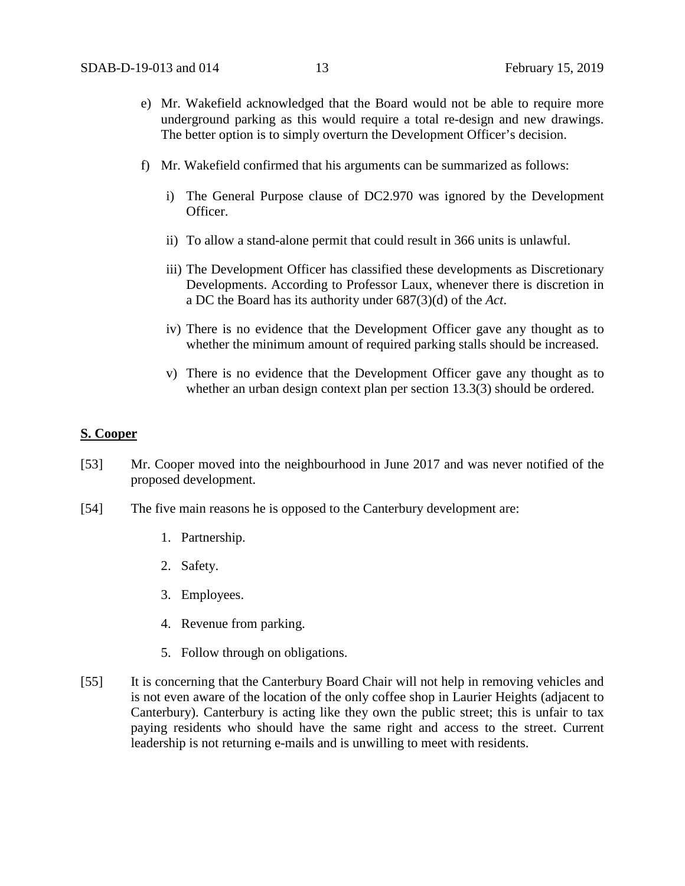e) Mr. Wakefield acknowledged that the Board would not be able to require more underground parking as this would require a total re-design and new drawings. The better option is to simply overturn the Development Officer's decision.

f) Mr. Wakefield confirmed that his arguments can be summarized as follows:

   i) The General Purpose clause of DC2.970 was ignored by the Development Officer.

   ii) To allow a stand-alone permit that could result in 366 units is unlawful.

   iii) The Development Officer has classified these developments as Discretionary Developments. According to Professor Laux, whenever there is discretion in a DC the Board has its authority under 687(3)(d) of the *Act*.

   iv) There is no evidence that the Development Officer gave any thought as to whether the minimum amount of required parking stalls should be increased.

   v) There is no evidence that the Development Officer gave any thought as to whether an urban design context plan per section 13.3(3) should be ordered.

**S. Cooper**

[53] Mr. Cooper moved into the neighbourhood in June 2017 and was never notified of the proposed development.

[54] The five main reasons he is opposed to the Canterbury development are:

1. Partnership.
2. Safety.
3. Employees.
4. Revenue from parking.
5. Follow through on obligations.

[55] It is concerning that the Canterbury Board Chair will not help in removing vehicles and is not even aware of the location of the only coffee shop in Laurier Heights (adjacent to Canterbury). Canterbury is acting like they own the public street; this is unfair to tax paying residents who should have the same right and access to the street. Current leadership is not returning e-mails and is unwilling to meet with residents.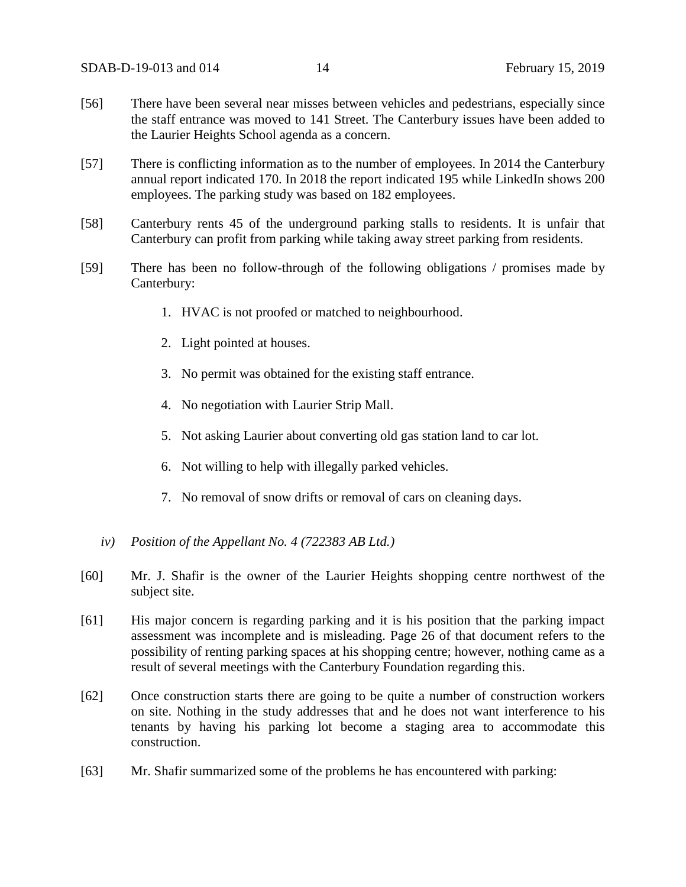[56] There have been several near misses between vehicles and pedestrians, especially since the staff entrance was moved to 141 Street. The Canterbury issues have been added to the Laurier Heights School agenda as a concern.

[57] There is conflicting information as to the number of employees. In 2014 the Canterbury annual report indicated 170. In 2018 the report indicated 195 while LinkedIn shows 200 employees. The parking study was based on 182 employees.

[58] Canterbury rents 45 of the underground parking stalls to residents. It is unfair that Canterbury can profit from parking while taking away street parking from residents.

[59] There has been no follow-through of the following obligations / promises made by Canterbury:

1. HVAC is not proofed or matched to neighbourhood.
2. Light pointed at houses.
3. No permit was obtained for the existing staff entrance.
4. No negotiation with Laurier Strip Mall.
5. Not asking Laurier about converting old gas station land to car lot.
6. Not willing to help with illegally parked vehicles.
7. No removal of snow drifts or removal of cars on cleaning days.

*iv) Position of the Appellant No. 4 (722383 AB Ltd.)*

[60] Mr. J. Shafir is the owner of the Laurier Heights shopping centre northwest of the subject site.

[61] His major concern is regarding parking and it is his position that the parking impact assessment was incomplete and is misleading. Page 26 of that document refers to the possibility of renting parking spaces at his shopping centre; however, nothing came as a result of several meetings with the Canterbury Foundation regarding this.

[62] Once construction starts there are going to be quite a number of construction workers on site. Nothing in the study addresses that and he does not want interference to his tenants by having his parking lot become a staging area to accommodate this construction.

[63] Mr. Shafir summarized some of the problems he has encountered with parking: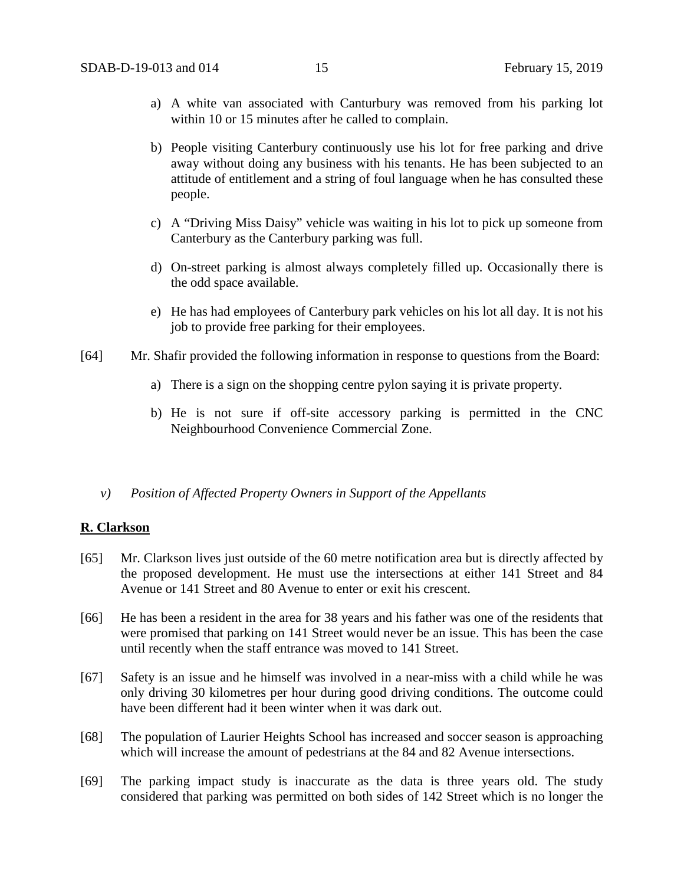a) A white van associated with Canturbury was removed from his parking lot within 10 or 15 minutes after he called to complain.

b) People visiting Canterbury continuously use his lot for free parking and drive away without doing any business with his tenants. He has been subjected to an attitude of entitlement and a string of foul language when he has consulted these people.

c) A "Driving Miss Daisy" vehicle was waiting in his lot to pick up someone from Canterbury as the Canterbury parking was full.

d) On-street parking is almost always completely filled up. Occasionally there is the odd space available.

e) He has had employees of Canterbury park vehicles on his lot all day. It is not his job to provide free parking for their employees.

[64] Mr. Shafir provided the following information in response to questions from the Board:

a) There is a sign on the shopping centre pylon saying it is private property.

b) He is not sure if off-site accessory parking is permitted in the CNC Neighbourhood Convenience Commercial Zone.

*v) Position of Affected Property Owners in Support of the Appellants*

**R. Clarkson**

[65] Mr. Clarkson lives just outside of the 60 metre notification area but is directly affected by the proposed development. He must use the intersections at either 141 Street and 84 Avenue or 141 Street and 80 Avenue to enter or exit his crescent.

[66] He has been a resident in the area for 38 years and his father was one of the residents that were promised that parking on 141 Street would never be an issue. This has been the case until recently when the staff entrance was moved to 141 Street.

[67] Safety is an issue and he himself was involved in a near-miss with a child while he was only driving 30 kilometres per hour during good driving conditions. The outcome could have been different had it been winter when it was dark out.

[68] The population of Laurier Heights School has increased and soccer season is approaching which will increase the amount of pedestrians at the 84 and 82 Avenue intersections.

[69] The parking impact study is inaccurate as the data is three years old. The study considered that parking was permitted on both sides of 142 Street which is no longer the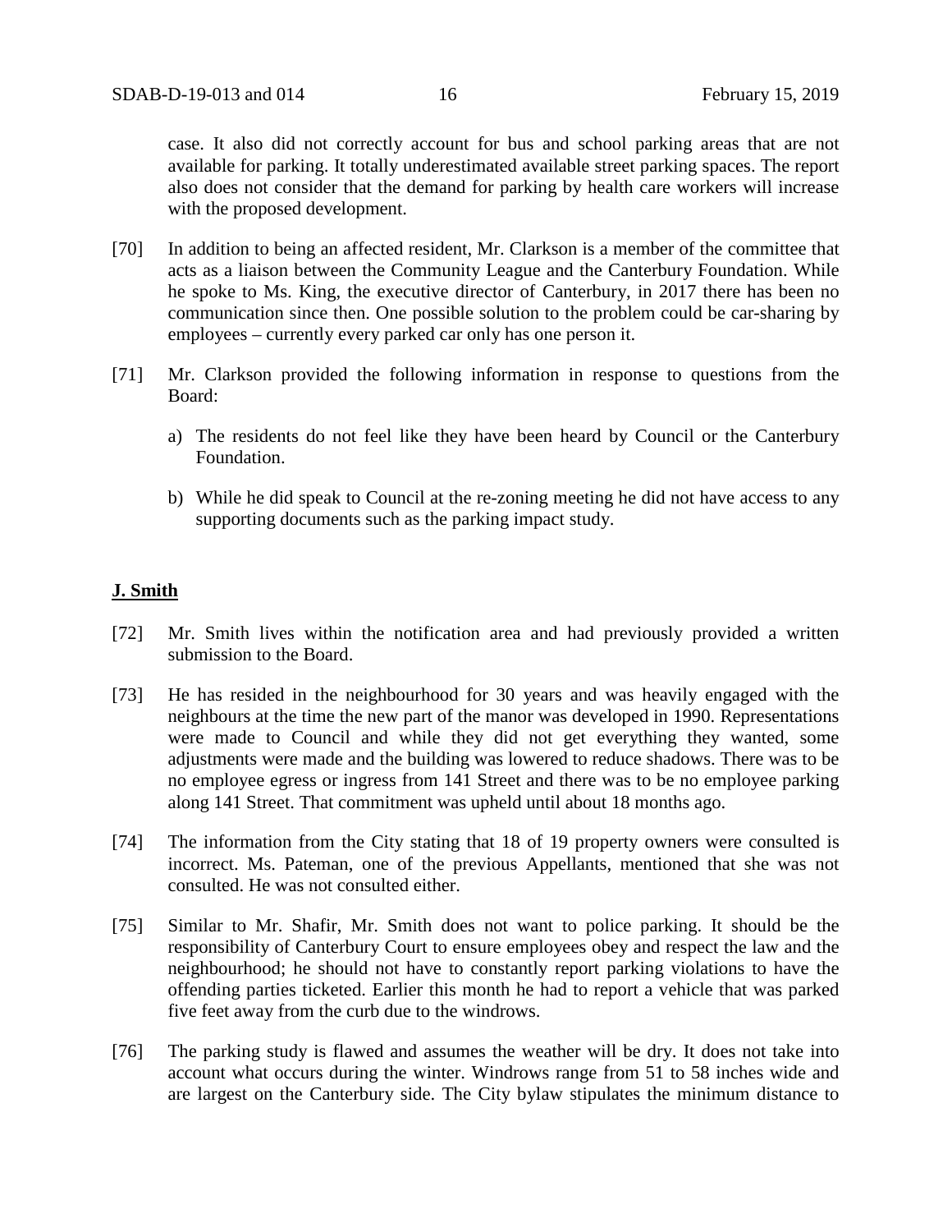case. It also did not correctly account for bus and school parking areas that are not available for parking. It totally underestimated available street parking spaces. The report also does not consider that the demand for parking by health care workers will increase with the proposed development.

[70] In addition to being an affected resident, Mr. Clarkson is a member of the committee that acts as a liaison between the Community League and the Canterbury Foundation. While he spoke to Ms. King, the executive director of Canterbury, in 2017 there has been no communication since then. One possible solution to the problem could be car-sharing by employees – currently every parked car only has one person it.

[71] Mr. Clarkson provided the following information in response to questions from the Board:

a) The residents do not feel like they have been heard by Council or the Canterbury Foundation.

b) While he did speak to Council at the re-zoning meeting he did not have access to any supporting documents such as the parking impact study.

**J. Smith**

[72] Mr. Smith lives within the notification area and had previously provided a written submission to the Board.

[73] He has resided in the neighbourhood for 30 years and was heavily engaged with the neighbours at the time the new part of the manor was developed in 1990. Representations were made to Council and while they did not get everything they wanted, some adjustments were made and the building was lowered to reduce shadows. There was to be no employee egress or ingress from 141 Street and there was to be no employee parking along 141 Street. That commitment was upheld until about 18 months ago.

[74] The information from the City stating that 18 of 19 property owners were consulted is incorrect. Ms. Pateman, one of the previous Appellants, mentioned that she was not consulted. He was not consulted either.

[75] Similar to Mr. Shafir, Mr. Smith does not want to police parking. It should be the responsibility of Canterbury Court to ensure employees obey and respect the law and the neighbourhood; he should not have to constantly report parking violations to have the offending parties ticketed. Earlier this month he had to report a vehicle that was parked five feet away from the curb due to the windrows.

[76] The parking study is flawed and assumes the weather will be dry. It does not take into account what occurs during the winter. Windrows range from 51 to 58 inches wide and are largest on the Canterbury side. The City bylaw stipulates the minimum distance to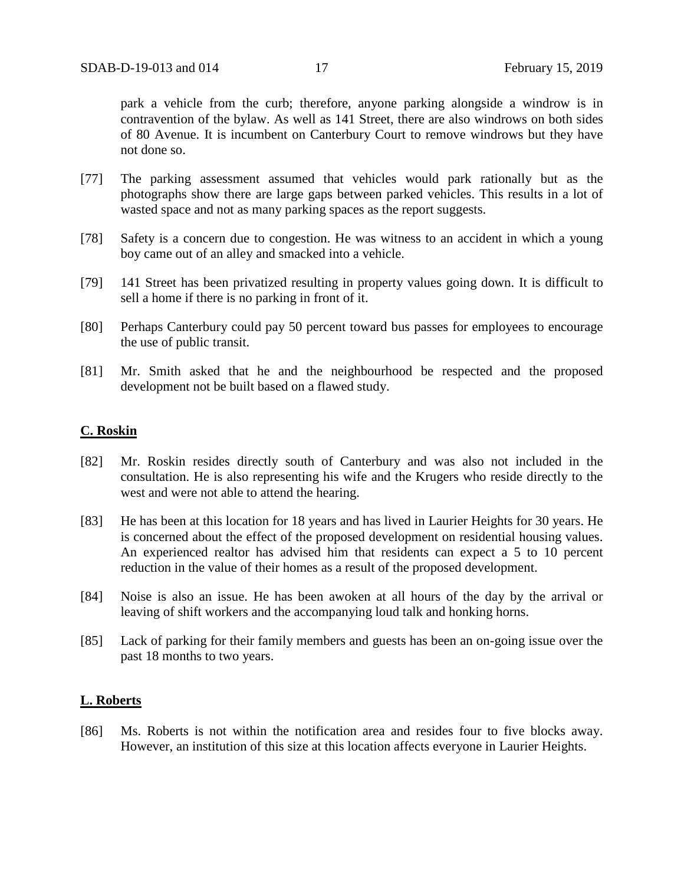park a vehicle from the curb; therefore, anyone parking alongside a windrow is in contravention of the bylaw. As well as 141 Street, there are also windrows on both sides of 80 Avenue. It is incumbent on Canterbury Court to remove windrows but they have not done so.

[77] The parking assessment assumed that vehicles would park rationally but as the photographs show there are large gaps between parked vehicles. This results in a lot of wasted space and not as many parking spaces as the report suggests.

[78] Safety is a concern due to congestion. He was witness to an accident in which a young boy came out of an alley and smacked into a vehicle.

[79] 141 Street has been privatized resulting in property values going down. It is difficult to sell a home if there is no parking in front of it.

[80] Perhaps Canterbury could pay 50 percent toward bus passes for employees to encourage the use of public transit.

[81] Mr. Smith asked that he and the neighbourhood be respected and the proposed development not be built based on a flawed study.

**C. Roskin**

[82] Mr. Roskin resides directly south of Canterbury and was also not included in the consultation. He is also representing his wife and the Krugers who reside directly to the west and were not able to attend the hearing.

[83] He has been at this location for 18 years and has lived in Laurier Heights for 30 years. He is concerned about the effect of the proposed development on residential housing values. An experienced realtor has advised him that residents can expect a 5 to 10 percent reduction in the value of their homes as a result of the proposed development.

[84] Noise is also an issue. He has been awoken at all hours of the day by the arrival or leaving of shift workers and the accompanying loud talk and honking horns.

[85] Lack of parking for their family members and guests has been an on-going issue over the past 18 months to two years.

**L. Roberts**

[86] Ms. Roberts is not within the notification area and resides four to five blocks away. However, an institution of this size at this location affects everyone in Laurier Heights.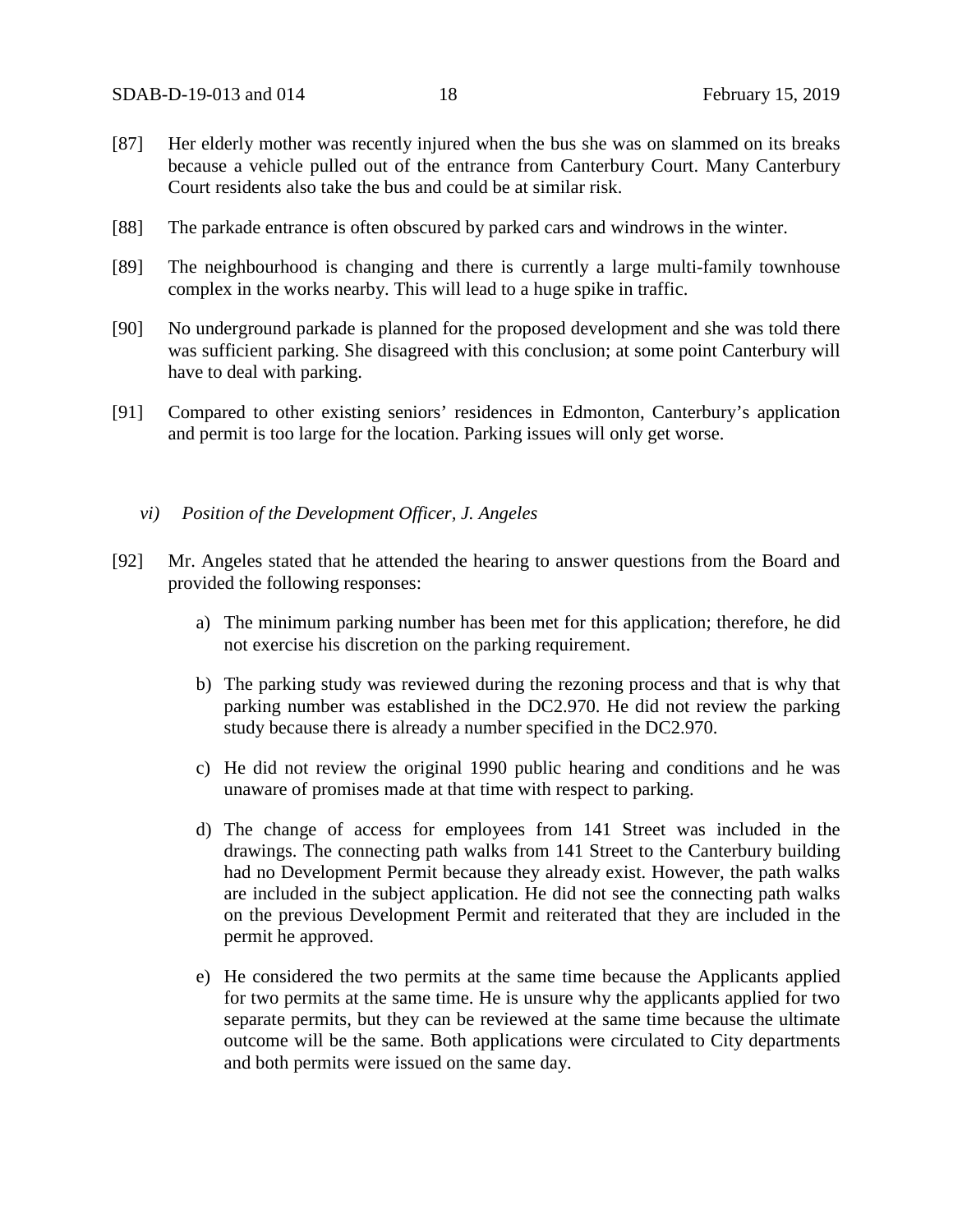[87] Her elderly mother was recently injured when the bus she was on slammed on its breaks because a vehicle pulled out of the entrance from Canterbury Court. Many Canterbury Court residents also take the bus and could be at similar risk.

[88] The parkade entrance is often obscured by parked cars and windrows in the winter.

[89] The neighbourhood is changing and there is currently a large multi-family townhouse complex in the works nearby. This will lead to a huge spike in traffic.

[90] No underground parkade is planned for the proposed development and she was told there was sufficient parking. She disagreed with this conclusion; at some point Canterbury will have to deal with parking.

[91] Compared to other existing seniors' residences in Edmonton, Canterbury's application and permit is too large for the location. Parking issues will only get worse.

*vi) Position of the Development Officer, J. Angeles*

[92] Mr. Angeles stated that he attended the hearing to answer questions from the Board and provided the following responses:

a) The minimum parking number has been met for this application; therefore, he did not exercise his discretion on the parking requirement.

b) The parking study was reviewed during the rezoning process and that is why that parking number was established in the DC2.970. He did not review the parking study because there is already a number specified in the DC2.970.

c) He did not review the original 1990 public hearing and conditions and he was unaware of promises made at that time with respect to parking.

d) The change of access for employees from 141 Street was included in the drawings. The connecting path walks from 141 Street to the Canterbury building had no Development Permit because they already exist. However, the path walks are included in the subject application. He did not see the connecting path walks on the previous Development Permit and reiterated that they are included in the permit he approved.

e) He considered the two permits at the same time because the Applicants applied for two permits at the same time. He is unsure why the applicants applied for two separate permits, but they can be reviewed at the same time because the ultimate outcome will be the same. Both applications were circulated to City departments and both permits were issued on the same day.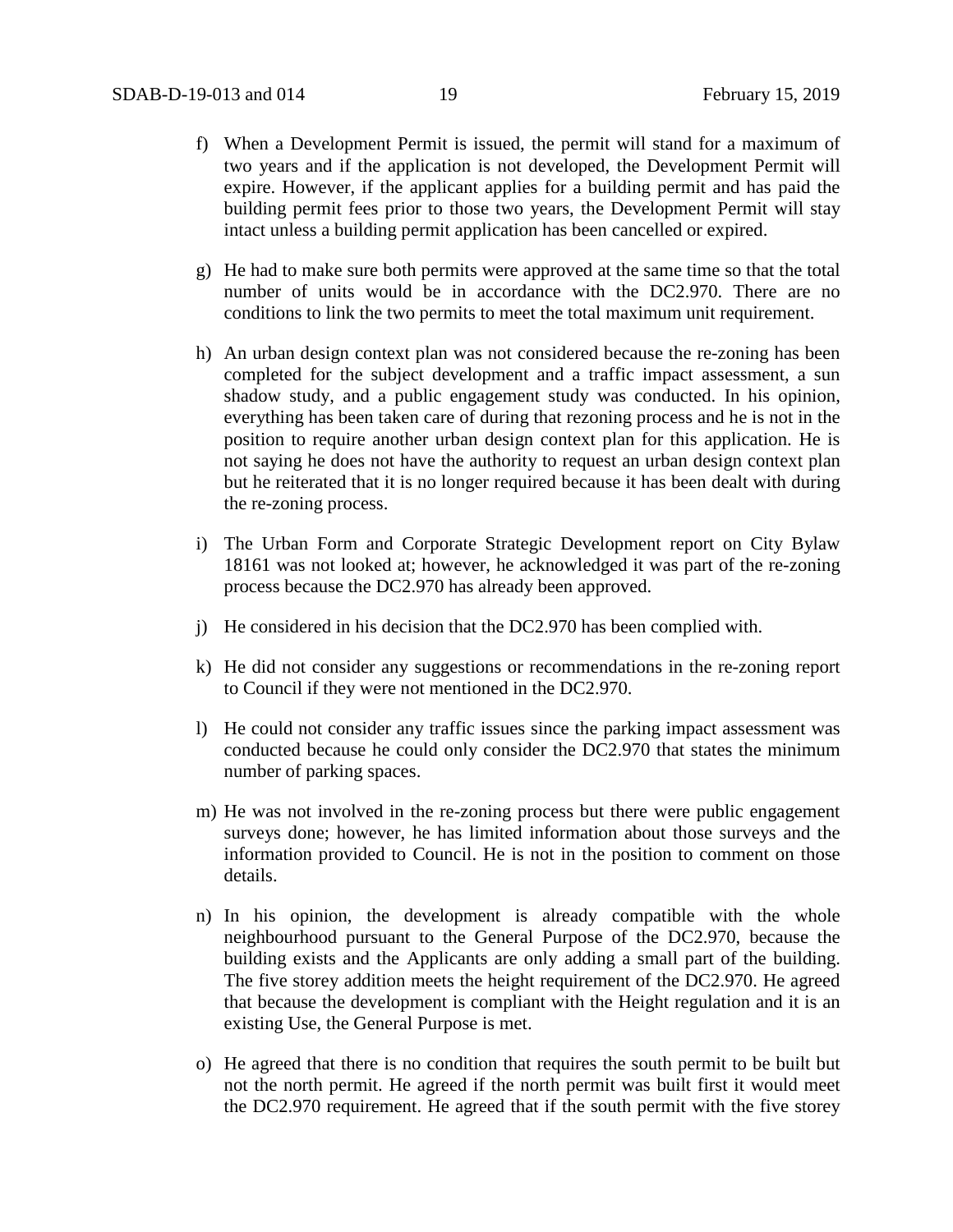f) When a Development Permit is issued, the permit will stand for a maximum of two years and if the application is not developed, the Development Permit will expire. However, if the applicant applies for a building permit and has paid the building permit fees prior to those two years, the Development Permit will stay intact unless a building permit application has been cancelled or expired.

g) He had to make sure both permits were approved at the same time so that the total number of units would be in accordance with the DC2.970. There are no conditions to link the two permits to meet the total maximum unit requirement.

h) An urban design context plan was not considered because the re-zoning has been completed for the subject development and a traffic impact assessment, a sun shadow study, and a public engagement study was conducted. In his opinion, everything has been taken care of during that rezoning process and he is not in the position to require another urban design context plan for this application. He is not saying he does not have the authority to request an urban design context plan but he reiterated that it is no longer required because it has been dealt with during the re-zoning process.

i) The Urban Form and Corporate Strategic Development report on City Bylaw 18161 was not looked at; however, he acknowledged it was part of the re-zoning process because the DC2.970 has already been approved.

j) He considered in his decision that the DC2.970 has been complied with.

k) He did not consider any suggestions or recommendations in the re-zoning report to Council if they were not mentioned in the DC2.970.

l) He could not consider any traffic issues since the parking impact assessment was conducted because he could only consider the DC2.970 that states the minimum number of parking spaces.

m) He was not involved in the re-zoning process but there were public engagement surveys done; however, he has limited information about those surveys and the information provided to Council. He is not in the position to comment on those details.

n) In his opinion, the development is already compatible with the whole neighbourhood pursuant to the General Purpose of the DC2.970, because the building exists and the Applicants are only adding a small part of the building. The five storey addition meets the height requirement of the DC2.970. He agreed that because the development is compliant with the Height regulation and it is an existing Use, the General Purpose is met.

o) He agreed that there is no condition that requires the south permit to be built but not the north permit. He agreed if the north permit was built first it would meet the DC2.970 requirement. He agreed that if the south permit with the five storey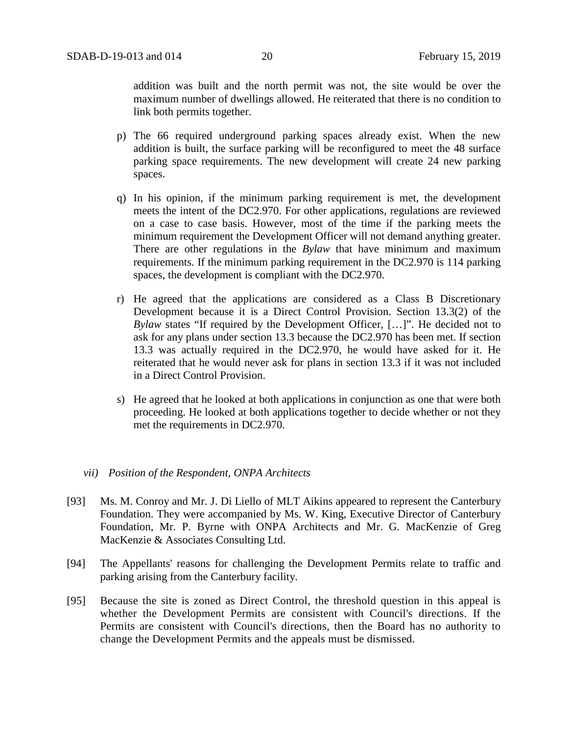addition was built and the north permit was not, the site would be over the maximum number of dwellings allowed. He reiterated that there is no condition to link both permits together.

p) The 66 required underground parking spaces already exist. When the new addition is built, the surface parking will be reconfigured to meet the 48 surface parking space requirements. The new development will create 24 new parking spaces.

q) In his opinion, if the minimum parking requirement is met, the development meets the intent of the DC2.970. For other applications, regulations are reviewed on a case to case basis. However, most of the time if the parking meets the minimum requirement the Development Officer will not demand anything greater. There are other regulations in the *Bylaw* that have minimum and maximum requirements. If the minimum parking requirement in the DC2.970 is 114 parking spaces, the development is compliant with the DC2.970.

r) He agreed that the applications are considered as a Class B Discretionary Development because it is a Direct Control Provision. Section 13.3(2) of the *Bylaw* states "If required by the Development Officer, […]". He decided not to ask for any plans under section 13.3 because the DC2.970 has been met. If section 13.3 was actually required in the DC2.970, he would have asked for it. He reiterated that he would never ask for plans in section 13.3 if it was not included in a Direct Control Provision.

s) He agreed that he looked at both applications in conjunction as one that were both proceeding. He looked at both applications together to decide whether or not they met the requirements in DC2.970.

*vii) Position of the Respondent, ONPA Architects*

[93] Ms. M. Conroy and Mr. J. Di Liello of MLT Aikins appeared to represent the Canterbury Foundation. They were accompanied by Ms. W. King, Executive Director of Canterbury Foundation, Mr. P. Byrne with ONPA Architects and Mr. G. MacKenzie of Greg MacKenzie & Associates Consulting Ltd.

[94] The Appellants' reasons for challenging the Development Permits relate to traffic and parking arising from the Canterbury facility.

[95] Because the site is zoned as Direct Control, the threshold question in this appeal is whether the Development Permits are consistent with Council's directions. If the Permits are consistent with Council's directions, then the Board has no authority to change the Development Permits and the appeals must be dismissed.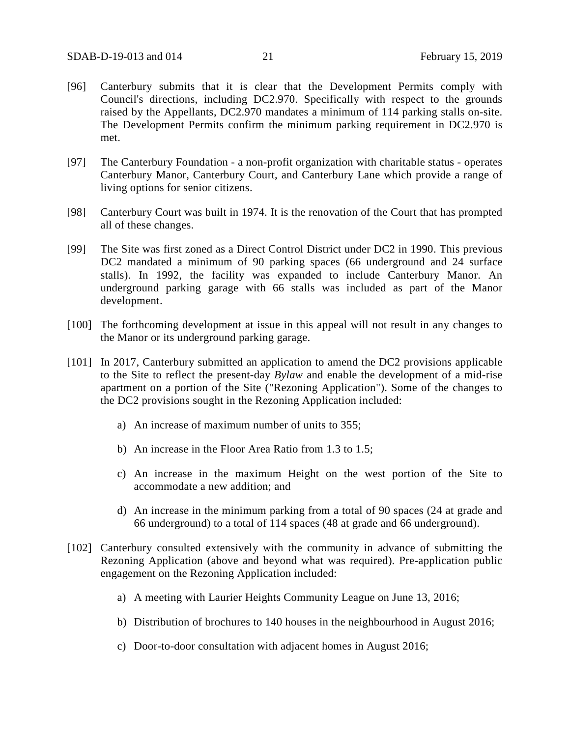[96] Canterbury submits that it is clear that the Development Permits comply with Council's directions, including DC2.970. Specifically with respect to the grounds raised by the Appellants, DC2.970 mandates a minimum of 114 parking stalls on-site. The Development Permits confirm the minimum parking requirement in DC2.970 is met.

[97] The Canterbury Foundation - a non-profit organization with charitable status - operates Canterbury Manor, Canterbury Court, and Canterbury Lane which provide a range of living options for senior citizens.

[98] Canterbury Court was built in 1974. It is the renovation of the Court that has prompted all of these changes.

[99] The Site was first zoned as a Direct Control District under DC2 in 1990. This previous DC2 mandated a minimum of 90 parking spaces (66 underground and 24 surface stalls). In 1992, the facility was expanded to include Canterbury Manor. An underground parking garage with 66 stalls was included as part of the Manor development.

[100] The forthcoming development at issue in this appeal will not result in any changes to the Manor or its underground parking garage.

[101] In 2017, Canterbury submitted an application to amend the DC2 provisions applicable to the Site to reflect the present-day *Bylaw* and enable the development of a mid-rise apartment on a portion of the Site ("Rezoning Application"). Some of the changes to the DC2 provisions sought in the Rezoning Application included:

a) An increase of maximum number of units to 355;

b) An increase in the Floor Area Ratio from 1.3 to 1.5;

c) An increase in the maximum Height on the west portion of the Site to accommodate a new addition; and

d) An increase in the minimum parking from a total of 90 spaces (24 at grade and 66 underground) to a total of 114 spaces (48 at grade and 66 underground).

[102] Canterbury consulted extensively with the community in advance of submitting the Rezoning Application (above and beyond what was required). Pre-application public engagement on the Rezoning Application included:

a) A meeting with Laurier Heights Community League on June 13, 2016;

b) Distribution of brochures to 140 houses in the neighbourhood in August 2016;

c) Door-to-door consultation with adjacent homes in August 2016;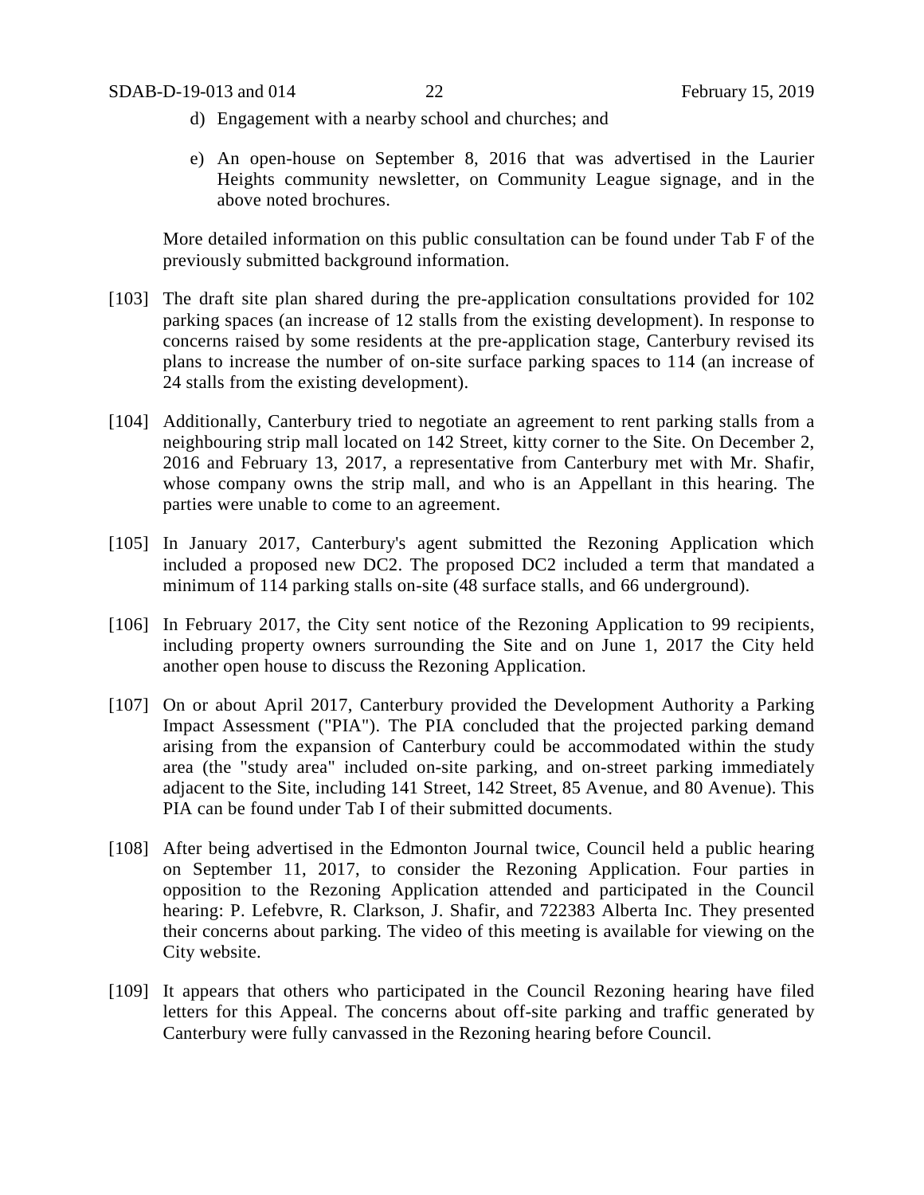d) Engagement with a nearby school and churches; and

e) An open-house on September 8, 2016 that was advertised in the Laurier Heights community newsletter, on Community League signage, and in the above noted brochures.

More detailed information on this public consultation can be found under Tab F of the previously submitted background information.

[103] The draft site plan shared during the pre-application consultations provided for 102 parking spaces (an increase of 12 stalls from the existing development). In response to concerns raised by some residents at the pre-application stage, Canterbury revised its plans to increase the number of on-site surface parking spaces to 114 (an increase of 24 stalls from the existing development).

[104] Additionally, Canterbury tried to negotiate an agreement to rent parking stalls from a neighbouring strip mall located on 142 Street, kitty corner to the Site. On December 2, 2016 and February 13, 2017, a representative from Canterbury met with Mr. Shafir, whose company owns the strip mall, and who is an Appellant in this hearing. The parties were unable to come to an agreement.

[105] In January 2017, Canterbury's agent submitted the Rezoning Application which included a proposed new DC2. The proposed DC2 included a term that mandated a minimum of 114 parking stalls on-site (48 surface stalls, and 66 underground).

[106] In February 2017, the City sent notice of the Rezoning Application to 99 recipients, including property owners surrounding the Site and on June 1, 2017 the City held another open house to discuss the Rezoning Application.

[107] On or about April 2017, Canterbury provided the Development Authority a Parking Impact Assessment ("PIA"). The PIA concluded that the projected parking demand arising from the expansion of Canterbury could be accommodated within the study area (the "study area" included on-site parking, and on-street parking immediately adjacent to the Site, including 141 Street, 142 Street, 85 Avenue, and 80 Avenue). This PIA can be found under Tab I of their submitted documents.

[108] After being advertised in the Edmonton Journal twice, Council held a public hearing on September 11, 2017, to consider the Rezoning Application. Four parties in opposition to the Rezoning Application attended and participated in the Council hearing: P. Lefebvre, R. Clarkson, J. Shafir, and 722383 Alberta Inc. They presented their concerns about parking. The video of this meeting is available for viewing on the City website.

[109] It appears that others who participated in the Council Rezoning hearing have filed letters for this Appeal. The concerns about off-site parking and traffic generated by Canterbury were fully canvassed in the Rezoning hearing before Council.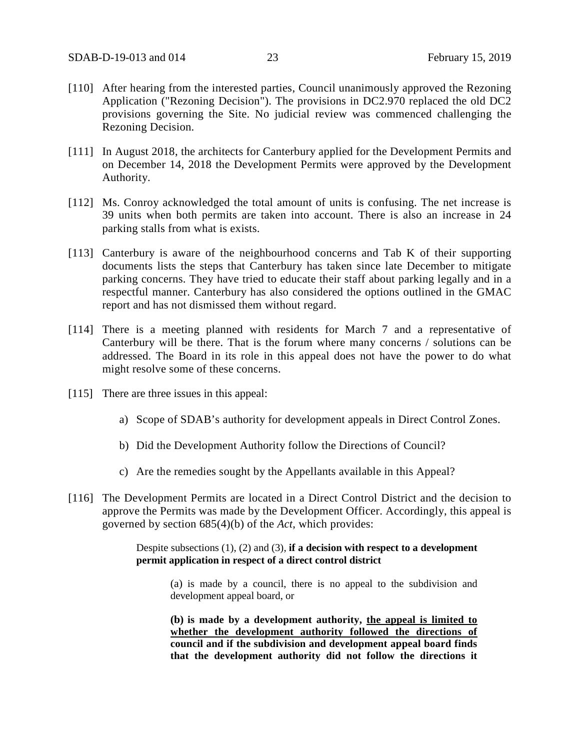[110] After hearing from the interested parties, Council unanimously approved the Rezoning Application ("Rezoning Decision"). The provisions in DC2.970 replaced the old DC2 provisions governing the Site. No judicial review was commenced challenging the Rezoning Decision.

[111] In August 2018, the architects for Canterbury applied for the Development Permits and on December 14, 2018 the Development Permits were approved by the Development Authority.

[112] Ms. Conroy acknowledged the total amount of units is confusing. The net increase is 39 units when both permits are taken into account. There is also an increase in 24 parking stalls from what is exists.

[113] Canterbury is aware of the neighbourhood concerns and Tab K of their supporting documents lists the steps that Canterbury has taken since late December to mitigate parking concerns. They have tried to educate their staff about parking legally and in a respectful manner. Canterbury has also considered the options outlined in the GMAC report and has not dismissed them without regard.

[114] There is a meeting planned with residents for March 7 and a representative of Canterbury will be there. That is the forum where many concerns / solutions can be addressed. The Board in its role in this appeal does not have the power to do what might resolve some of these concerns.

[115] There are three issues in this appeal:

a) Scope of SDAB's authority for development appeals in Direct Control Zones.

b) Did the Development Authority follow the Directions of Council?

c) Are the remedies sought by the Appellants available in this Appeal?

[116] The Development Permits are located in a Direct Control District and the decision to approve the Permits was made by the Development Officer. Accordingly, this appeal is governed by section 685(4)(b) of the *Act*, which provides:

> Despite subsections (1), (2) and (3), **if a decision with respect to a development permit application in respect of a direct control district**
>
> > (a) is made by a council, there is no appeal to the subdivision and development appeal board, or
> >
> > **(b) is made by a development authority, <u>the appeal is limited to whether the development authority followed the directions of</u> council and if the subdivision and development appeal board finds that the development authority did not follow the directions it**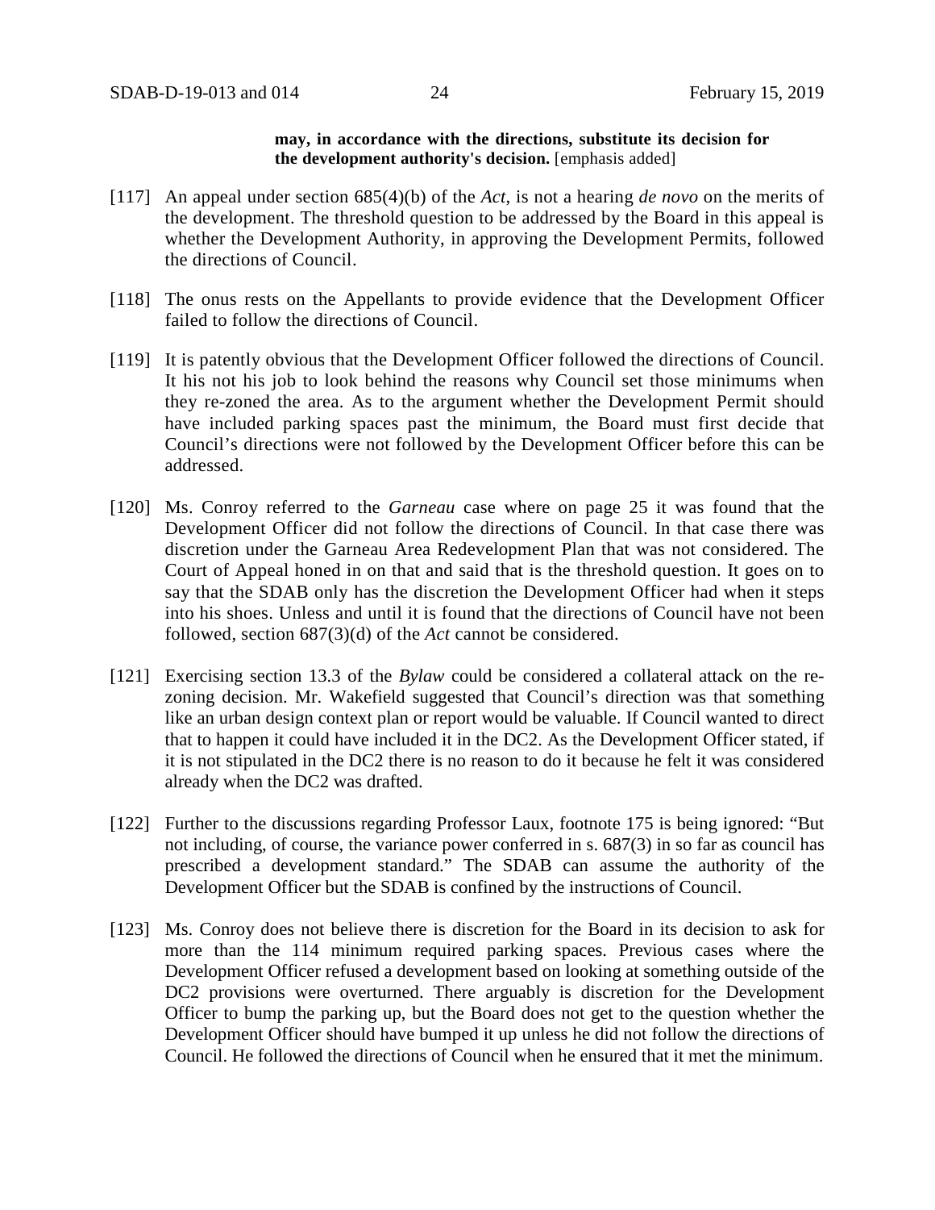> **may, in accordance with the directions, substitute its decision for the development authority's decision.** [emphasis added]

[117] An appeal under section 685(4)(b) of the *Act*, is not a hearing *de novo* on the merits of the development. The threshold question to be addressed by the Board in this appeal is whether the Development Authority, in approving the Development Permits, followed the directions of Council.

[118] The onus rests on the Appellants to provide evidence that the Development Officer failed to follow the directions of Council.

[119] It is patently obvious that the Development Officer followed the directions of Council. It his not his job to look behind the reasons why Council set those minimums when they re-zoned the area. As to the argument whether the Development Permit should have included parking spaces past the minimum, the Board must first decide that Council's directions were not followed by the Development Officer before this can be addressed.

[120] Ms. Conroy referred to the *Garneau* case where on page 25 it was found that the Development Officer did not follow the directions of Council. In that case there was discretion under the Garneau Area Redevelopment Plan that was not considered. The Court of Appeal honed in on that and said that is the threshold question. It goes on to say that the SDAB only has the discretion the Development Officer had when it steps into his shoes. Unless and until it is found that the directions of Council have not been followed, section 687(3)(d) of the *Act* cannot be considered.

[121] Exercising section 13.3 of the *Bylaw* could be considered a collateral attack on the re-zoning decision. Mr. Wakefield suggested that Council's direction was that something like an urban design context plan or report would be valuable. If Council wanted to direct that to happen it could have included it in the DC2. As the Development Officer stated, if it is not stipulated in the DC2 there is no reason to do it because he felt it was considered already when the DC2 was drafted.

[122] Further to the discussions regarding Professor Laux, footnote 175 is being ignored: "But not including, of course, the variance power conferred in s. 687(3) in so far as council has prescribed a development standard." The SDAB can assume the authority of the Development Officer but the SDAB is confined by the instructions of Council.

[123] Ms. Conroy does not believe there is discretion for the Board in its decision to ask for more than the 114 minimum required parking spaces. Previous cases where the Development Officer refused a development based on looking at something outside of the DC2 provisions were overturned. There arguably is discretion for the Development Officer to bump the parking up, but the Board does not get to the question whether the Development Officer should have bumped it up unless he did not follow the directions of Council. He followed the directions of Council when he ensured that it met the minimum.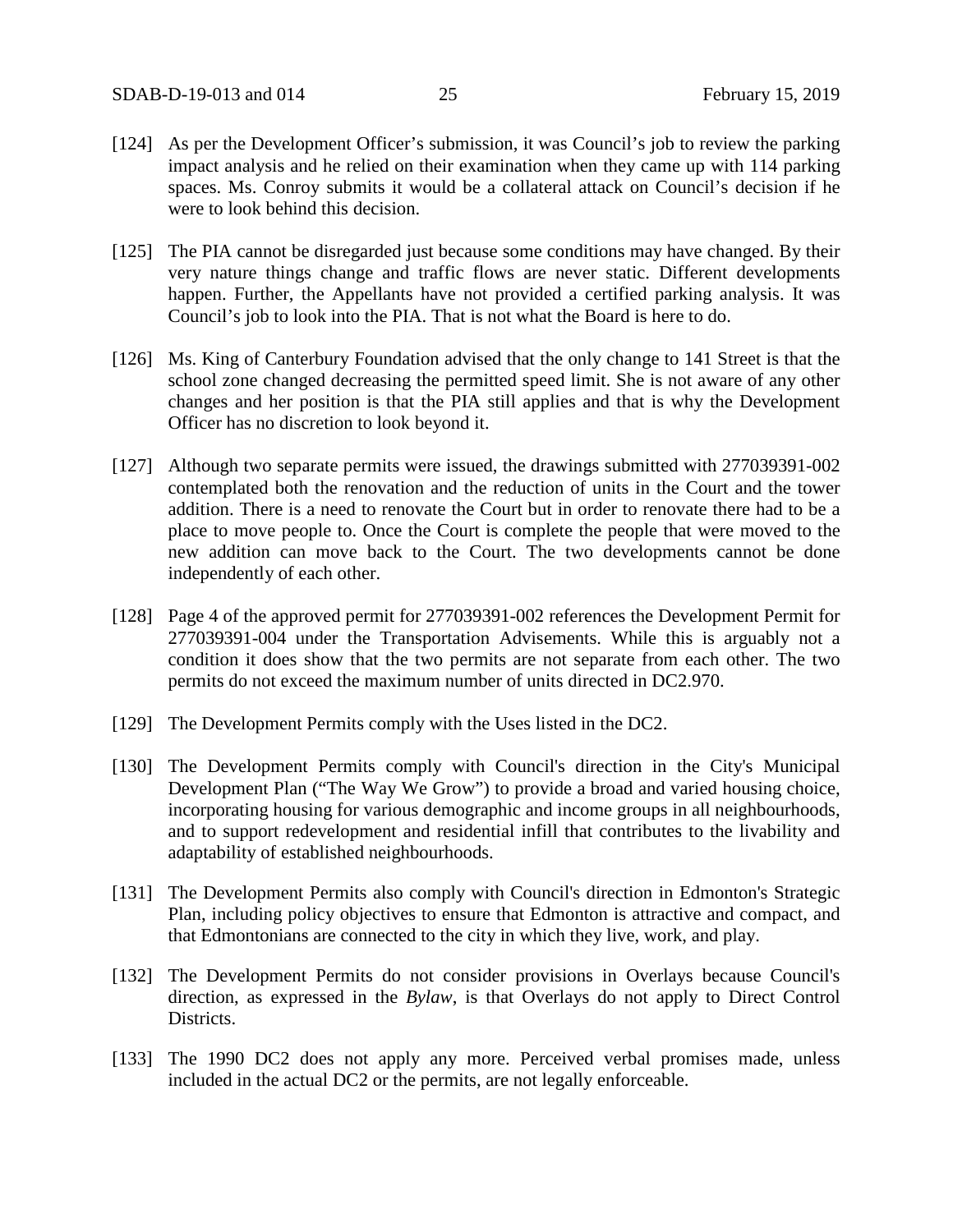[124] As per the Development Officer's submission, it was Council's job to review the parking impact analysis and he relied on their examination when they came up with 114 parking spaces. Ms. Conroy submits it would be a collateral attack on Council's decision if he were to look behind this decision.

[125] The PIA cannot be disregarded just because some conditions may have changed. By their very nature things change and traffic flows are never static. Different developments happen. Further, the Appellants have not provided a certified parking analysis. It was Council's job to look into the PIA. That is not what the Board is here to do.

[126] Ms. King of Canterbury Foundation advised that the only change to 141 Street is that the school zone changed decreasing the permitted speed limit. She is not aware of any other changes and her position is that the PIA still applies and that is why the Development Officer has no discretion to look beyond it.

[127] Although two separate permits were issued, the drawings submitted with 277039391-002 contemplated both the renovation and the reduction of units in the Court and the tower addition. There is a need to renovate the Court but in order to renovate there had to be a place to move people to. Once the Court is complete the people that were moved to the new addition can move back to the Court. The two developments cannot be done independently of each other.

[128] Page 4 of the approved permit for 277039391-002 references the Development Permit for 277039391-004 under the Transportation Advisements. While this is arguably not a condition it does show that the two permits are not separate from each other. The two permits do not exceed the maximum number of units directed in DC2.970.

[129] The Development Permits comply with the Uses listed in the DC2.

[130] The Development Permits comply with Council's direction in the City's Municipal Development Plan ("The Way We Grow") to provide a broad and varied housing choice, incorporating housing for various demographic and income groups in all neighbourhoods, and to support redevelopment and residential infill that contributes to the livability and adaptability of established neighbourhoods.

[131] The Development Permits also comply with Council's direction in Edmonton's Strategic Plan, including policy objectives to ensure that Edmonton is attractive and compact, and that Edmontonians are connected to the city in which they live, work, and play.

[132] The Development Permits do not consider provisions in Overlays because Council's direction, as expressed in the *Bylaw*, is that Overlays do not apply to Direct Control Districts.

[133] The 1990 DC2 does not apply any more. Perceived verbal promises made, unless included in the actual DC2 or the permits, are not legally enforceable.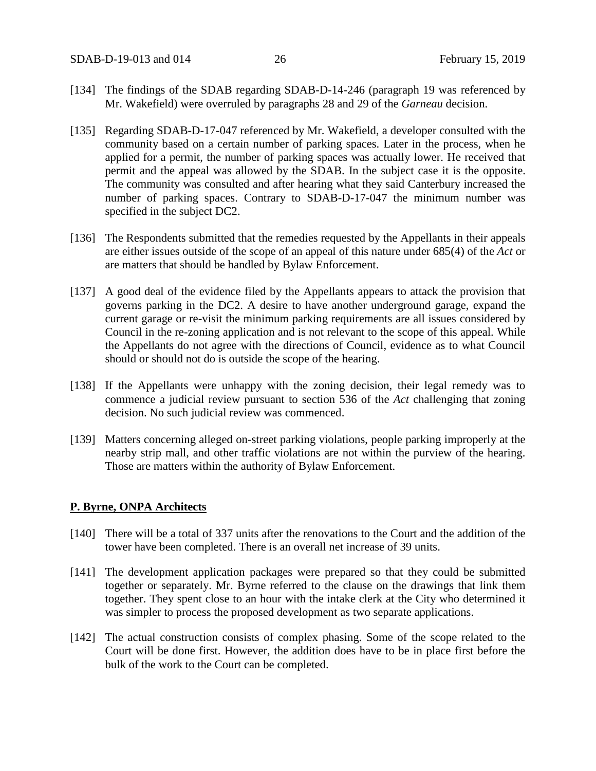[134] The findings of the SDAB regarding SDAB-D-14-246 (paragraph 19 was referenced by Mr. Wakefield) were overruled by paragraphs 28 and 29 of the *Garneau* decision.

[135] Regarding SDAB-D-17-047 referenced by Mr. Wakefield, a developer consulted with the community based on a certain number of parking spaces. Later in the process, when he applied for a permit, the number of parking spaces was actually lower. He received that permit and the appeal was allowed by the SDAB. In the subject case it is the opposite. The community was consulted and after hearing what they said Canterbury increased the number of parking spaces. Contrary to SDAB-D-17-047 the minimum number was specified in the subject DC2.

[136] The Respondents submitted that the remedies requested by the Appellants in their appeals are either issues outside of the scope of an appeal of this nature under 685(4) of the *Act* or are matters that should be handled by Bylaw Enforcement.

[137] A good deal of the evidence filed by the Appellants appears to attack the provision that governs parking in the DC2. A desire to have another underground garage, expand the current garage or re-visit the minimum parking requirements are all issues considered by Council in the re-zoning application and is not relevant to the scope of this appeal. While the Appellants do not agree with the directions of Council, evidence as to what Council should or should not do is outside the scope of the hearing.

[138] If the Appellants were unhappy with the zoning decision, their legal remedy was to commence a judicial review pursuant to section 536 of the *Act* challenging that zoning decision. No such judicial review was commenced.

[139] Matters concerning alleged on-street parking violations, people parking improperly at the nearby strip mall, and other traffic violations are not within the purview of the hearing. Those are matters within the authority of Bylaw Enforcement.

**P. Byrne, ONPA Architects**

[140] There will be a total of 337 units after the renovations to the Court and the addition of the tower have been completed. There is an overall net increase of 39 units.

[141] The development application packages were prepared so that they could be submitted together or separately. Mr. Byrne referred to the clause on the drawings that link them together. They spent close to an hour with the intake clerk at the City who determined it was simpler to process the proposed development as two separate applications.

[142] The actual construction consists of complex phasing. Some of the scope related to the Court will be done first. However, the addition does have to be in place first before the bulk of the work to the Court can be completed.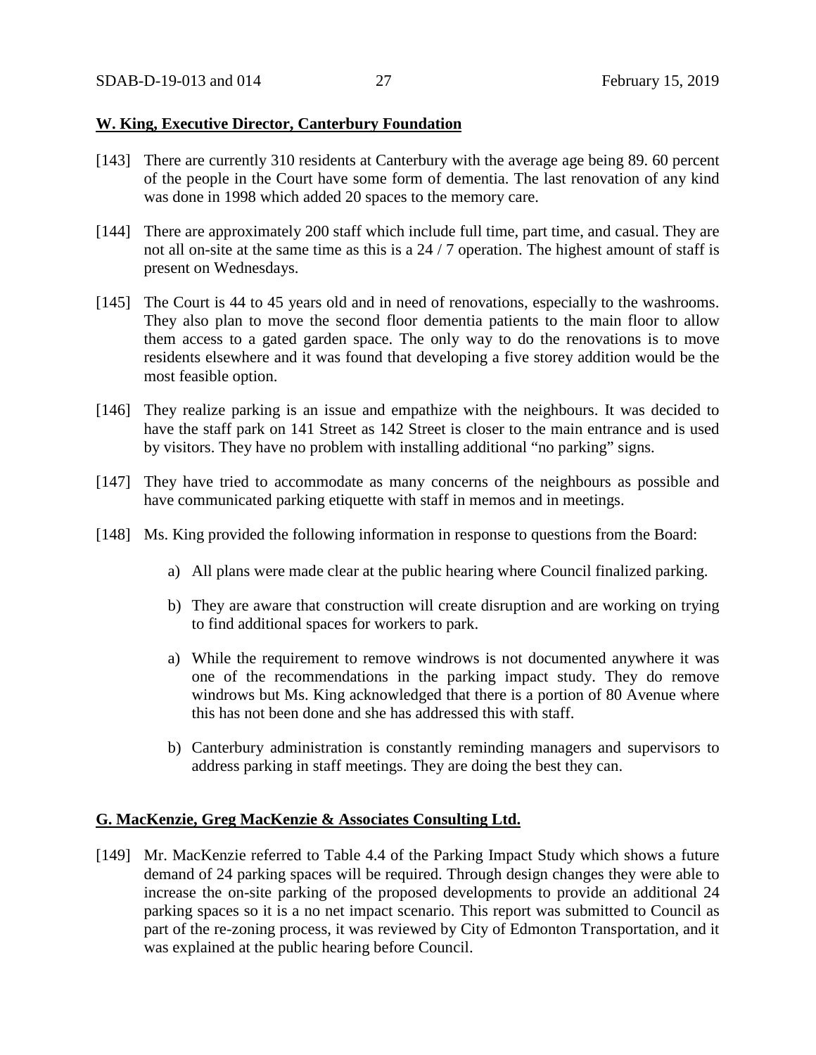**W. King, Executive Director, Canterbury Foundation**

[143] There are currently 310 residents at Canterbury with the average age being 89. 60 percent of the people in the Court have some form of dementia. The last renovation of any kind was done in 1998 which added 20 spaces to the memory care.

[144] There are approximately 200 staff which include full time, part time, and casual. They are not all on-site at the same time as this is a 24 / 7 operation. The highest amount of staff is present on Wednesdays.

[145] The Court is 44 to 45 years old and in need of renovations, especially to the washrooms. They also plan to move the second floor dementia patients to the main floor to allow them access to a gated garden space. The only way to do the renovations is to move residents elsewhere and it was found that developing a five storey addition would be the most feasible option.

[146] They realize parking is an issue and empathize with the neighbours. It was decided to have the staff park on 141 Street as 142 Street is closer to the main entrance and is used by visitors. They have no problem with installing additional "no parking" signs.

[147] They have tried to accommodate as many concerns of the neighbours as possible and have communicated parking etiquette with staff in memos and in meetings.

[148] Ms. King provided the following information in response to questions from the Board:

a) All plans were made clear at the public hearing where Council finalized parking.

b) They are aware that construction will create disruption and are working on trying to find additional spaces for workers to park.

a) While the requirement to remove windrows is not documented anywhere it was one of the recommendations in the parking impact study. They do remove windrows but Ms. King acknowledged that there is a portion of 80 Avenue where this has not been done and she has addressed this with staff.

b) Canterbury administration is constantly reminding managers and supervisors to address parking in staff meetings. They are doing the best they can.

**G. MacKenzie, Greg MacKenzie & Associates Consulting Ltd.**

[149] Mr. MacKenzie referred to Table 4.4 of the Parking Impact Study which shows a future demand of 24 parking spaces will be required. Through design changes they were able to increase the on-site parking of the proposed developments to provide an additional 24 parking spaces so it is a no net impact scenario. This report was submitted to Council as part of the re-zoning process, it was reviewed by City of Edmonton Transportation, and it was explained at the public hearing before Council.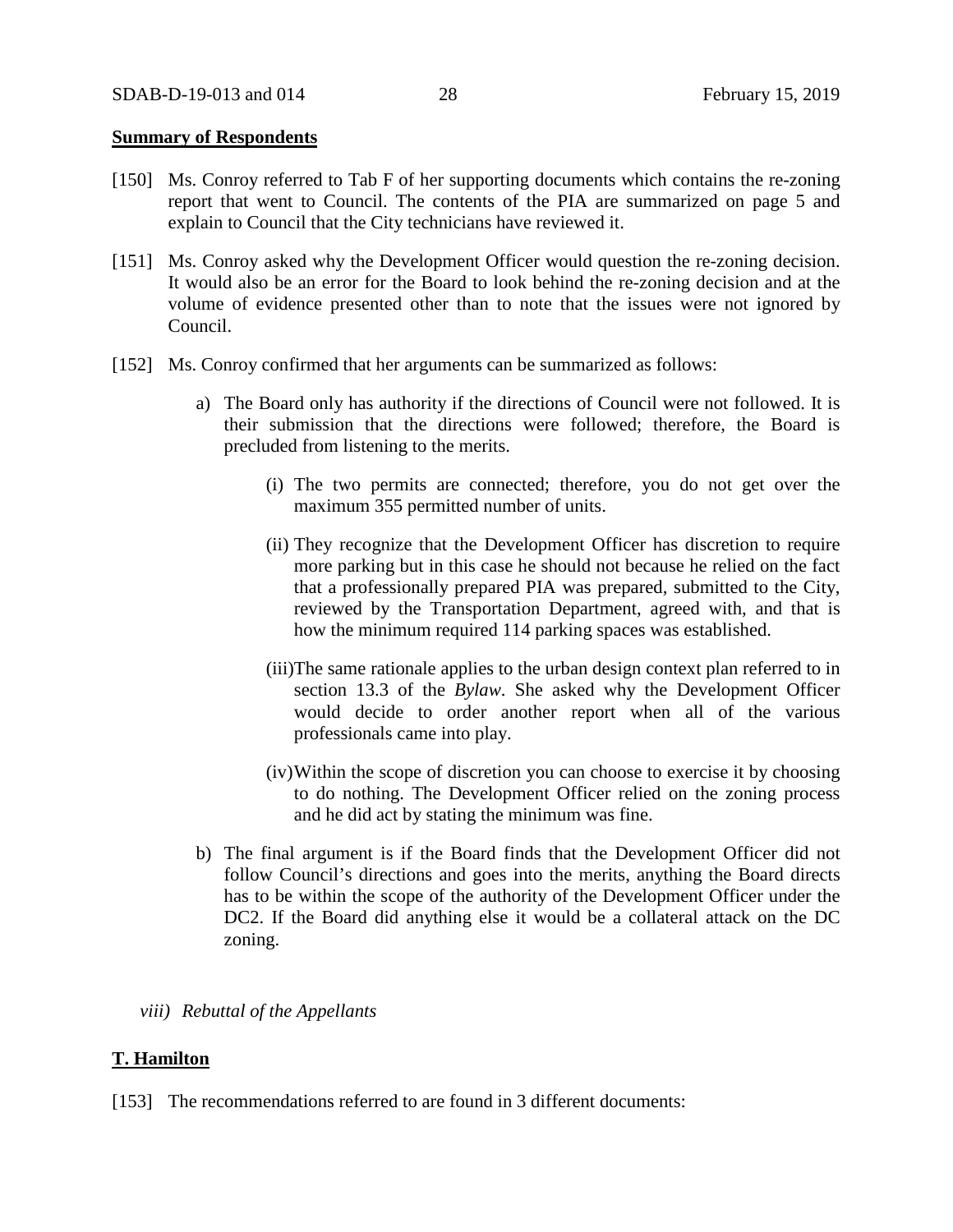**Summary of Respondents**

[150] Ms. Conroy referred to Tab F of her supporting documents which contains the re-zoning report that went to Council. The contents of the PIA are summarized on page 5 and explain to Council that the City technicians have reviewed it.

[151] Ms. Conroy asked why the Development Officer would question the re-zoning decision. It would also be an error for the Board to look behind the re-zoning decision and at the volume of evidence presented other than to note that the issues were not ignored by Council.

[152] Ms. Conroy confirmed that her arguments can be summarized as follows:

a) The Board only has authority if the directions of Council were not followed. It is their submission that the directions were followed; therefore, the Board is precluded from listening to the merits.

   (i) The two permits are connected; therefore, you do not get over the maximum 355 permitted number of units.

   (ii) They recognize that the Development Officer has discretion to require more parking but in this case he should not because he relied on the fact that a professionally prepared PIA was prepared, submitted to the City, reviewed by the Transportation Department, agreed with, and that is how the minimum required 114 parking spaces was established.

   (iii) The same rationale applies to the urban design context plan referred to in section 13.3 of the *Bylaw*. She asked why the Development Officer would decide to order another report when all of the various professionals came into play.

   (iv) Within the scope of discretion you can choose to exercise it by choosing to do nothing. The Development Officer relied on the zoning process and he did act by stating the minimum was fine.

b) The final argument is if the Board finds that the Development Officer did not follow Council's directions and goes into the merits, anything the Board directs has to be within the scope of the authority of the Development Officer under the DC2. If the Board did anything else it would be a collateral attack on the DC zoning.

*viii) Rebuttal of the Appellants*

**T. Hamilton**

[153] The recommendations referred to are found in 3 different documents: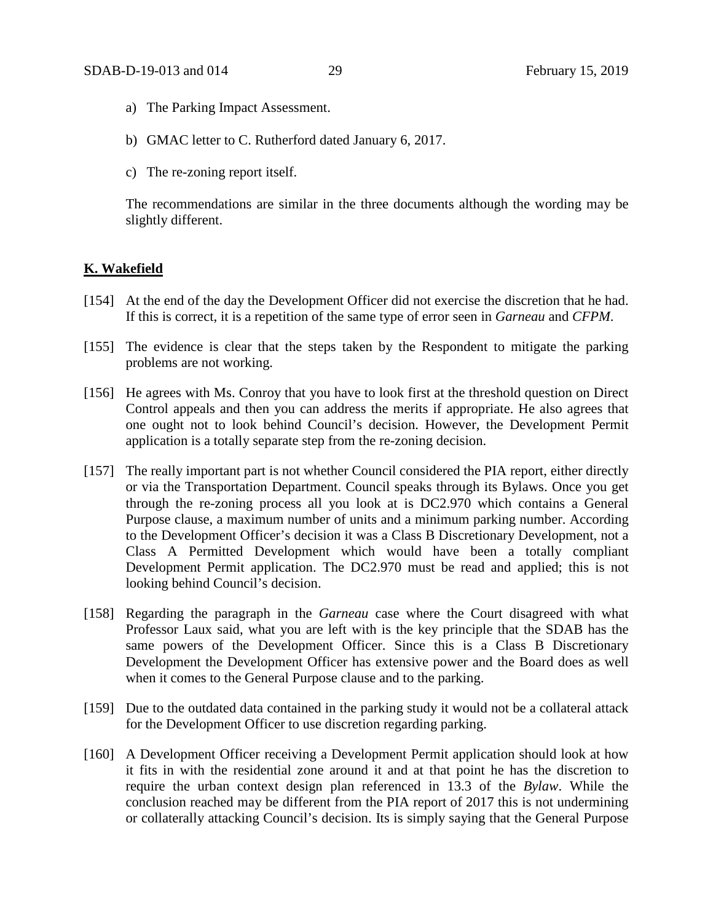a) The Parking Impact Assessment.

b) GMAC letter to C. Rutherford dated January 6, 2017.

c) The re-zoning report itself.

The recommendations are similar in the three documents although the wording may be slightly different.

**K. Wakefield**

[154] At the end of the day the Development Officer did not exercise the discretion that he had. If this is correct, it is a repetition of the same type of error seen in *Garneau* and *CFPM*.

[155] The evidence is clear that the steps taken by the Respondent to mitigate the parking problems are not working.

[156] He agrees with Ms. Conroy that you have to look first at the threshold question on Direct Control appeals and then you can address the merits if appropriate. He also agrees that one ought not to look behind Council's decision. However, the Development Permit application is a totally separate step from the re-zoning decision.

[157] The really important part is not whether Council considered the PIA report, either directly or via the Transportation Department. Council speaks through its Bylaws. Once you get through the re-zoning process all you look at is DC2.970 which contains a General Purpose clause, a maximum number of units and a minimum parking number. According to the Development Officer's decision it was a Class B Discretionary Development, not a Class A Permitted Development which would have been a totally compliant Development Permit application. The DC2.970 must be read and applied; this is not looking behind Council's decision.

[158] Regarding the paragraph in the *Garneau* case where the Court disagreed with what Professor Laux said, what you are left with is the key principle that the SDAB has the same powers of the Development Officer. Since this is a Class B Discretionary Development the Development Officer has extensive power and the Board does as well when it comes to the General Purpose clause and to the parking.

[159] Due to the outdated data contained in the parking study it would not be a collateral attack for the Development Officer to use discretion regarding parking.

[160] A Development Officer receiving a Development Permit application should look at how it fits in with the residential zone around it and at that point he has the discretion to require the urban context design plan referenced in 13.3 of the *Bylaw*. While the conclusion reached may be different from the PIA report of 2017 this is not undermining or collaterally attacking Council's decision. Its is simply saying that the General Purpose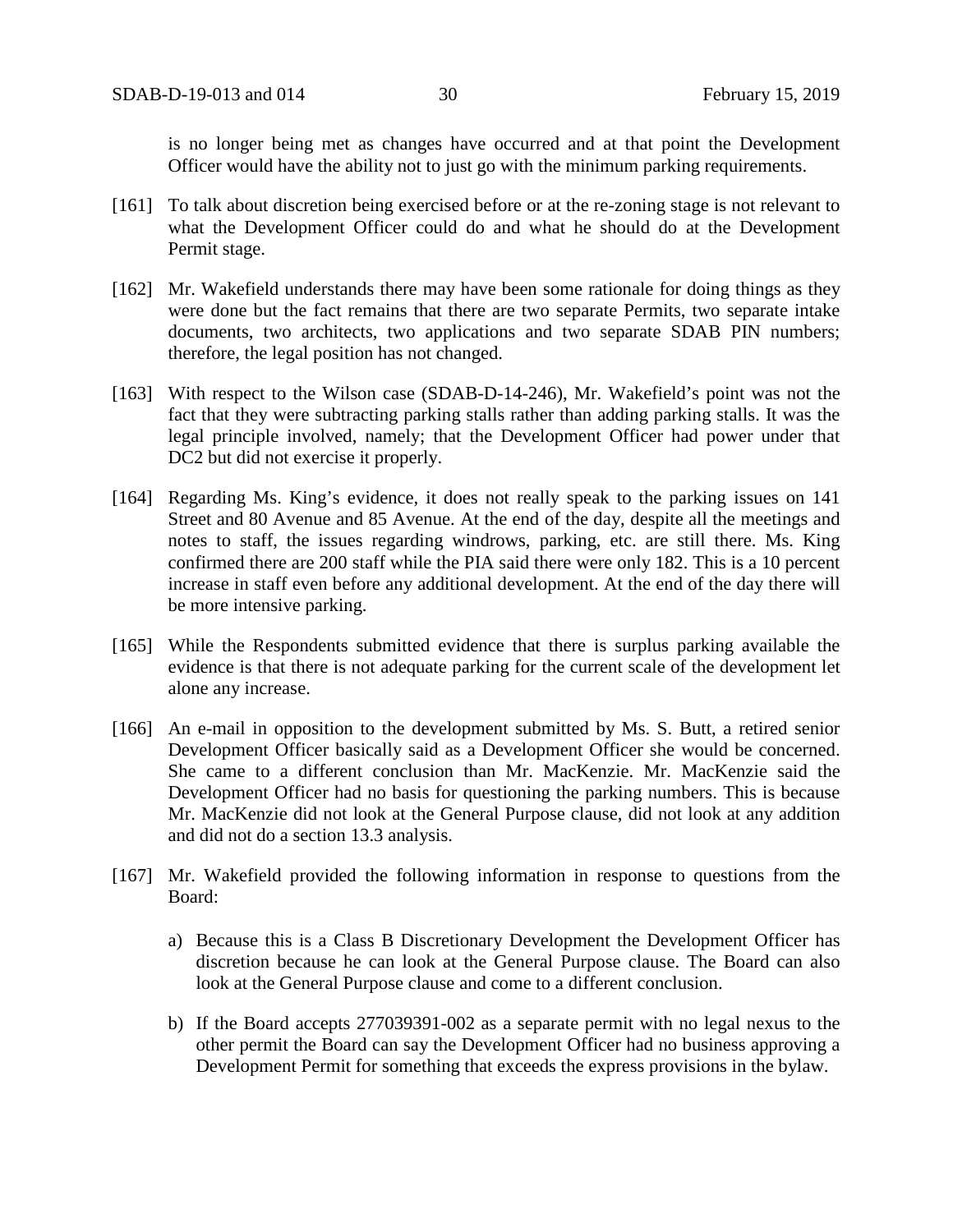is no longer being met as changes have occurred and at that point the Development Officer would have the ability not to just go with the minimum parking requirements.

[161] To talk about discretion being exercised before or at the re-zoning stage is not relevant to what the Development Officer could do and what he should do at the Development Permit stage.

[162] Mr. Wakefield understands there may have been some rationale for doing things as they were done but the fact remains that there are two separate Permits, two separate intake documents, two architects, two applications and two separate SDAB PIN numbers; therefore, the legal position has not changed.

[163] With respect to the Wilson case (SDAB-D-14-246), Mr. Wakefield's point was not the fact that they were subtracting parking stalls rather than adding parking stalls. It was the legal principle involved, namely; that the Development Officer had power under that DC2 but did not exercise it properly.

[164] Regarding Ms. King's evidence, it does not really speak to the parking issues on 141 Street and 80 Avenue and 85 Avenue. At the end of the day, despite all the meetings and notes to staff, the issues regarding windrows, parking, etc. are still there. Ms. King confirmed there are 200 staff while the PIA said there were only 182. This is a 10 percent increase in staff even before any additional development. At the end of the day there will be more intensive parking.

[165] While the Respondents submitted evidence that there is surplus parking available the evidence is that there is not adequate parking for the current scale of the development let alone any increase.

[166] An e-mail in opposition to the development submitted by Ms. S. Butt, a retired senior Development Officer basically said as a Development Officer she would be concerned. She came to a different conclusion than Mr. MacKenzie. Mr. MacKenzie said the Development Officer had no basis for questioning the parking numbers. This is because Mr. MacKenzie did not look at the General Purpose clause, did not look at any addition and did not do a section 13.3 analysis.

[167] Mr. Wakefield provided the following information in response to questions from the Board:

a) Because this is a Class B Discretionary Development the Development Officer has discretion because he can look at the General Purpose clause. The Board can also look at the General Purpose clause and come to a different conclusion.

b) If the Board accepts 277039391-002 as a separate permit with no legal nexus to the other permit the Board can say the Development Officer had no business approving a Development Permit for something that exceeds the express provisions in the bylaw.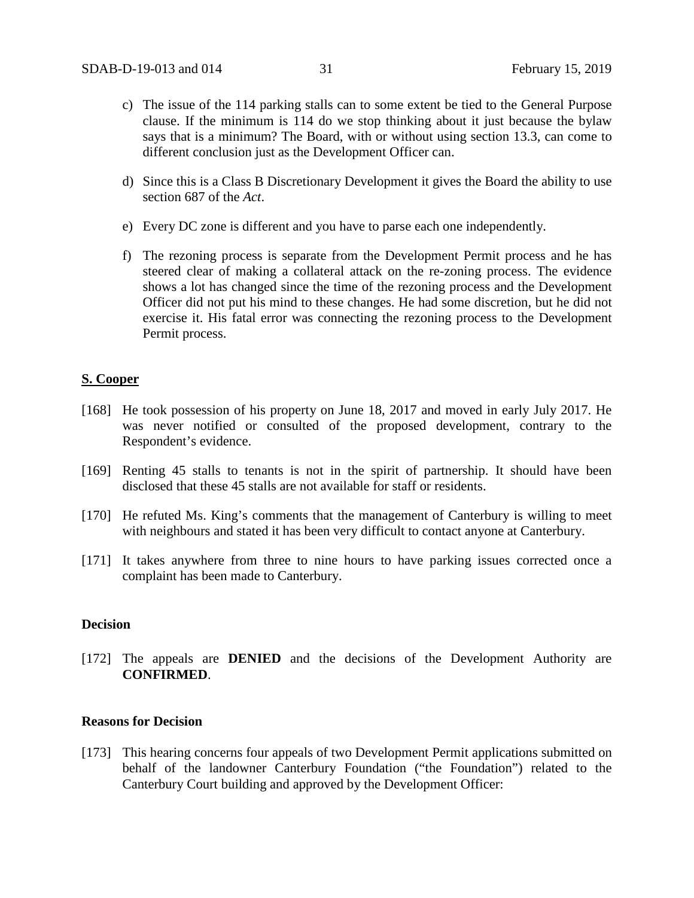c) The issue of the 114 parking stalls can to some extent be tied to the General Purpose clause. If the minimum is 114 do we stop thinking about it just because the bylaw says that is a minimum? The Board, with or without using section 13.3, can come to different conclusion just as the Development Officer can.

d) Since this is a Class B Discretionary Development it gives the Board the ability to use section 687 of the *Act*.

e) Every DC zone is different and you have to parse each one independently.

f) The rezoning process is separate from the Development Permit process and he has steered clear of making a collateral attack on the re-zoning process. The evidence shows a lot has changed since the time of the rezoning process and the Development Officer did not put his mind to these changes. He had some discretion, but he did not exercise it. His fatal error was connecting the rezoning process to the Development Permit process.

**S. Cooper**

[168] He took possession of his property on June 18, 2017 and moved in early July 2017. He was never notified or consulted of the proposed development, contrary to the Respondent's evidence.

[169] Renting 45 stalls to tenants is not in the spirit of partnership. It should have been disclosed that these 45 stalls are not available for staff or residents.

[170] He refuted Ms. King's comments that the management of Canterbury is willing to meet with neighbours and stated it has been very difficult to contact anyone at Canterbury.

[171] It takes anywhere from three to nine hours to have parking issues corrected once a complaint has been made to Canterbury.

**Decision**

[172] The appeals are **DENIED** and the decisions of the Development Authority are **CONFIRMED**.

**Reasons for Decision**

[173] This hearing concerns four appeals of two Development Permit applications submitted on behalf of the landowner Canterbury Foundation ("the Foundation") related to the Canterbury Court building and approved by the Development Officer: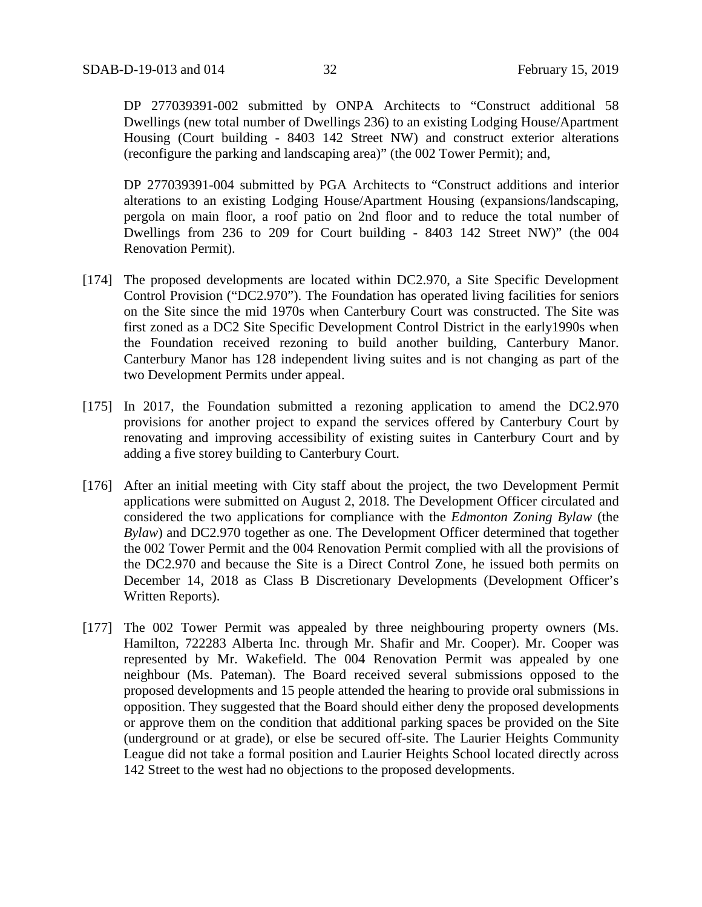DP 277039391-002 submitted by ONPA Architects to "Construct additional 58 Dwellings (new total number of Dwellings 236) to an existing Lodging House/Apartment Housing (Court building - 8403 142 Street NW) and construct exterior alterations (reconfigure the parking and landscaping area)" (the 002 Tower Permit); and,

DP 277039391-004 submitted by PGA Architects to "Construct additions and interior alterations to an existing Lodging House/Apartment Housing (expansions/landscaping, pergola on main floor, a roof patio on 2nd floor and to reduce the total number of Dwellings from 236 to 209 for Court building - 8403 142 Street NW)" (the 004 Renovation Permit).

[174] The proposed developments are located within DC2.970, a Site Specific Development Control Provision ("DC2.970"). The Foundation has operated living facilities for seniors on the Site since the mid 1970s when Canterbury Court was constructed. The Site was first zoned as a DC2 Site Specific Development Control District in the early1990s when the Foundation received rezoning to build another building, Canterbury Manor. Canterbury Manor has 128 independent living suites and is not changing as part of the two Development Permits under appeal.

[175] In 2017, the Foundation submitted a rezoning application to amend the DC2.970 provisions for another project to expand the services offered by Canterbury Court by renovating and improving accessibility of existing suites in Canterbury Court and by adding a five storey building to Canterbury Court.

[176] After an initial meeting with City staff about the project, the two Development Permit applications were submitted on August 2, 2018. The Development Officer circulated and considered the two applications for compliance with the *Edmonton Zoning Bylaw* (the *Bylaw*) and DC2.970 together as one. The Development Officer determined that together the 002 Tower Permit and the 004 Renovation Permit complied with all the provisions of the DC2.970 and because the Site is a Direct Control Zone, he issued both permits on December 14, 2018 as Class B Discretionary Developments (Development Officer's Written Reports).

[177] The 002 Tower Permit was appealed by three neighbouring property owners (Ms. Hamilton, 722283 Alberta Inc. through Mr. Shafir and Mr. Cooper). Mr. Cooper was represented by Mr. Wakefield. The 004 Renovation Permit was appealed by one neighbour (Ms. Pateman). The Board received several submissions opposed to the proposed developments and 15 people attended the hearing to provide oral submissions in opposition. They suggested that the Board should either deny the proposed developments or approve them on the condition that additional parking spaces be provided on the Site (underground or at grade), or else be secured off-site. The Laurier Heights Community League did not take a formal position and Laurier Heights School located directly across 142 Street to the west had no objections to the proposed developments.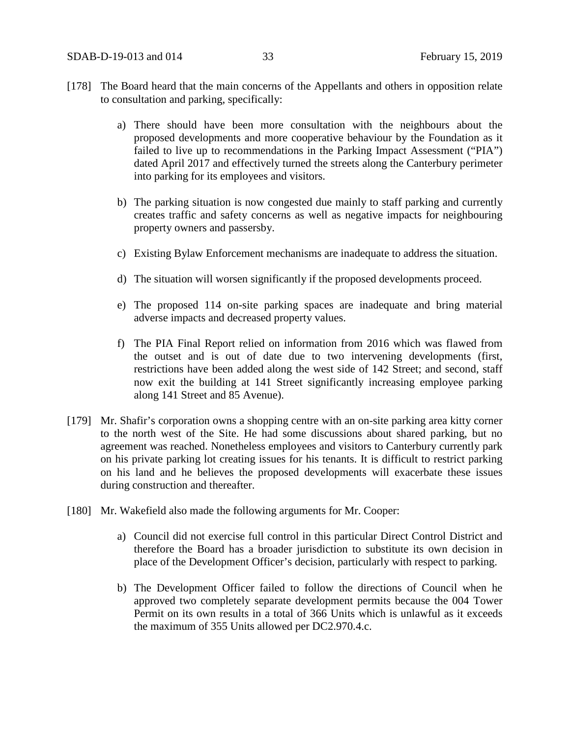[178] The Board heard that the main concerns of the Appellants and others in opposition relate to consultation and parking, specifically:

a) There should have been more consultation with the neighbours about the proposed developments and more cooperative behaviour by the Foundation as it failed to live up to recommendations in the Parking Impact Assessment ("PIA") dated April 2017 and effectively turned the streets along the Canterbury perimeter into parking for its employees and visitors.

b) The parking situation is now congested due mainly to staff parking and currently creates traffic and safety concerns as well as negative impacts for neighbouring property owners and passersby.

c) Existing Bylaw Enforcement mechanisms are inadequate to address the situation.

d) The situation will worsen significantly if the proposed developments proceed.

e) The proposed 114 on-site parking spaces are inadequate and bring material adverse impacts and decreased property values.

f) The PIA Final Report relied on information from 2016 which was flawed from the outset and is out of date due to two intervening developments (first, restrictions have been added along the west side of 142 Street; and second, staff now exit the building at 141 Street significantly increasing employee parking along 141 Street and 85 Avenue).

[179] Mr. Shafir's corporation owns a shopping centre with an on-site parking area kitty corner to the north west of the Site. He had some discussions about shared parking, but no agreement was reached. Nonetheless employees and visitors to Canterbury currently park on his private parking lot creating issues for his tenants. It is difficult to restrict parking on his land and he believes the proposed developments will exacerbate these issues during construction and thereafter.

[180] Mr. Wakefield also made the following arguments for Mr. Cooper:

a) Council did not exercise full control in this particular Direct Control District and therefore the Board has a broader jurisdiction to substitute its own decision in place of the Development Officer's decision, particularly with respect to parking.

b) The Development Officer failed to follow the directions of Council when he approved two completely separate development permits because the 004 Tower Permit on its own results in a total of 366 Units which is unlawful as it exceeds the maximum of 355 Units allowed per DC2.970.4.c.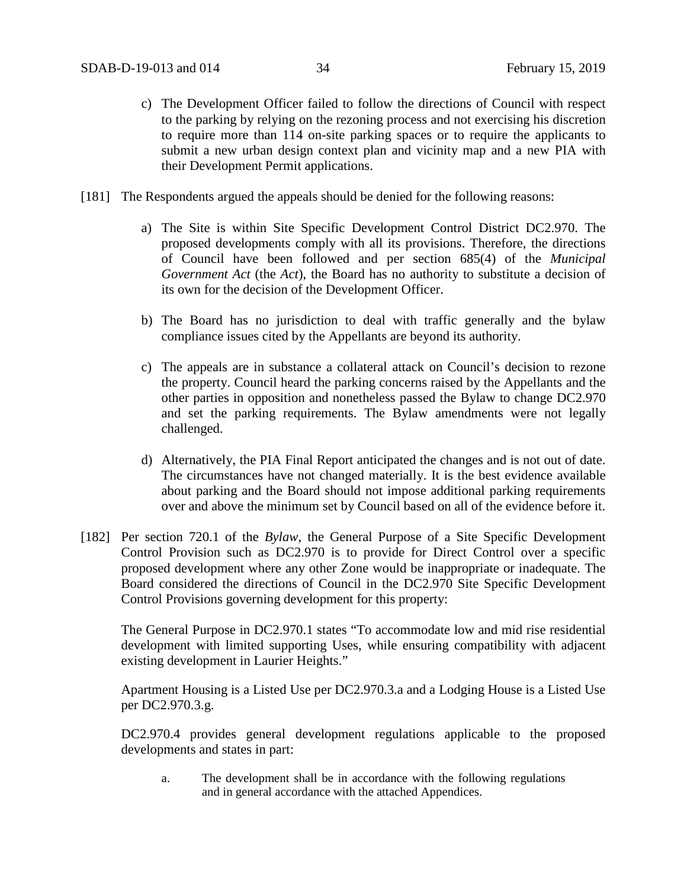c) The Development Officer failed to follow the directions of Council with respect to the parking by relying on the rezoning process and not exercising his discretion to require more than 114 on-site parking spaces or to require the applicants to submit a new urban design context plan and vicinity map and a new PIA with their Development Permit applications.

[181] The Respondents argued the appeals should be denied for the following reasons:

a) The Site is within Site Specific Development Control District DC2.970. The proposed developments comply with all its provisions. Therefore, the directions of Council have been followed and per section 685(4) of the *Municipal Government Act* (the *Act*), the Board has no authority to substitute a decision of its own for the decision of the Development Officer.

b) The Board has no jurisdiction to deal with traffic generally and the bylaw compliance issues cited by the Appellants are beyond its authority.

c) The appeals are in substance a collateral attack on Council's decision to rezone the property. Council heard the parking concerns raised by the Appellants and the other parties in opposition and nonetheless passed the Bylaw to change DC2.970 and set the parking requirements. The Bylaw amendments were not legally challenged.

d) Alternatively, the PIA Final Report anticipated the changes and is not out of date. The circumstances have not changed materially. It is the best evidence available about parking and the Board should not impose additional parking requirements over and above the minimum set by Council based on all of the evidence before it.

[182] Per section 720.1 of the *Bylaw*, the General Purpose of a Site Specific Development Control Provision such as DC2.970 is to provide for Direct Control over a specific proposed development where any other Zone would be inappropriate or inadequate. The Board considered the directions of Council in the DC2.970 Site Specific Development Control Provisions governing development for this property:

The General Purpose in DC2.970.1 states "To accommodate low and mid rise residential development with limited supporting Uses, while ensuring compatibility with adjacent existing development in Laurier Heights."

Apartment Housing is a Listed Use per DC2.970.3.a and a Lodging House is a Listed Use per DC2.970.3.g.

DC2.970.4 provides general development regulations applicable to the proposed developments and states in part:

a. The development shall be in accordance with the following regulations and in general accordance with the attached Appendices.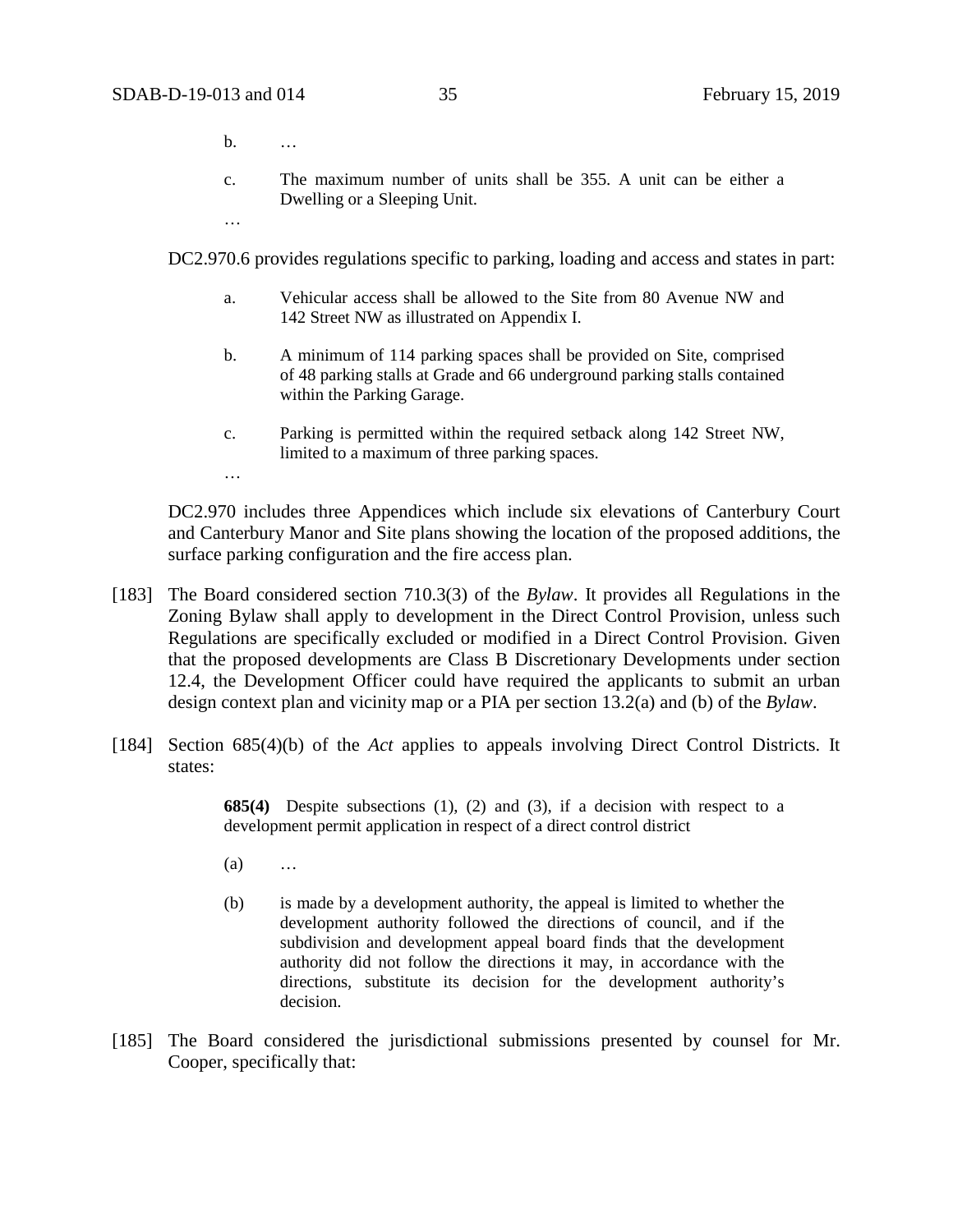b. …

c. The maximum number of units shall be 355. A unit can be either a Dwelling or a Sleeping Unit.

…

DC2.970.6 provides regulations specific to parking, loading and access and states in part:

a. Vehicular access shall be allowed to the Site from 80 Avenue NW and 142 Street NW as illustrated on Appendix I.

b. A minimum of 114 parking spaces shall be provided on Site, comprised of 48 parking stalls at Grade and 66 underground parking stalls contained within the Parking Garage.

c. Parking is permitted within the required setback along 142 Street NW, limited to a maximum of three parking spaces.

…

DC2.970 includes three Appendices which include six elevations of Canterbury Court and Canterbury Manor and Site plans showing the location of the proposed additions, the surface parking configuration and the fire access plan.

[183] The Board considered section 710.3(3) of the *Bylaw*. It provides all Regulations in the Zoning Bylaw shall apply to development in the Direct Control Provision, unless such Regulations are specifically excluded or modified in a Direct Control Provision. Given that the proposed developments are Class B Discretionary Developments under section 12.4, the Development Officer could have required the applicants to submit an urban design context plan and vicinity map or a PIA per section 13.2(a) and (b) of the *Bylaw*.

[184] Section 685(4)(b) of the *Act* applies to appeals involving Direct Control Districts. It states:

> **685(4)** Despite subsections (1), (2) and (3), if a decision with respect to a development permit application in respect of a direct control district
>
> (a) …
>
> (b) is made by a development authority, the appeal is limited to whether the development authority followed the directions of council, and if the subdivision and development appeal board finds that the development authority did not follow the directions it may, in accordance with the directions, substitute its decision for the development authority's decision.

[185] The Board considered the jurisdictional submissions presented by counsel for Mr. Cooper, specifically that: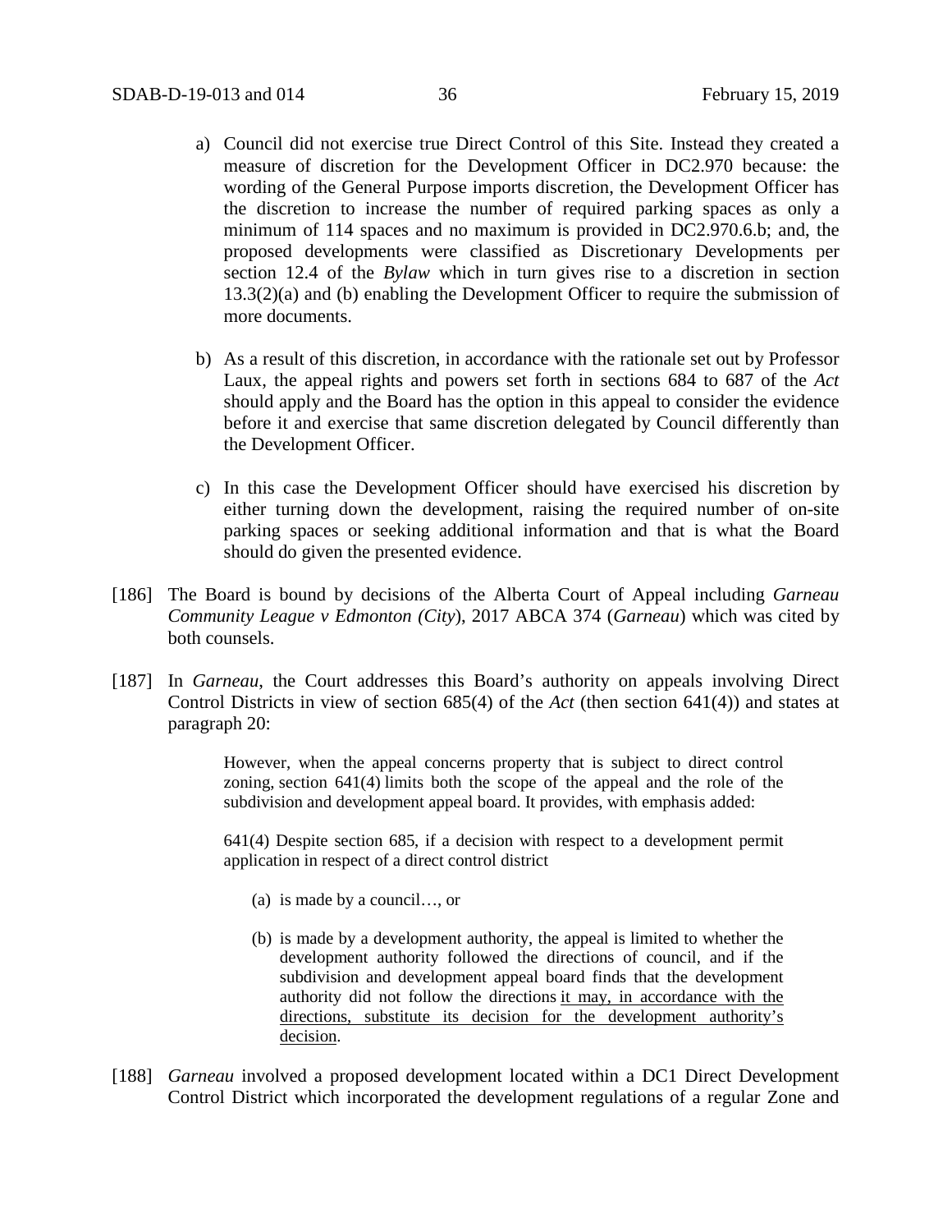a) Council did not exercise true Direct Control of this Site. Instead they created a measure of discretion for the Development Officer in DC2.970 because: the wording of the General Purpose imports discretion, the Development Officer has the discretion to increase the number of required parking spaces as only a minimum of 114 spaces and no maximum is provided in DC2.970.6.b; and, the proposed developments were classified as Discretionary Developments per section 12.4 of the *Bylaw* which in turn gives rise to a discretion in section 13.3(2)(a) and (b) enabling the Development Officer to require the submission of more documents.

b) As a result of this discretion, in accordance with the rationale set out by Professor Laux, the appeal rights and powers set forth in sections 684 to 687 of the *Act* should apply and the Board has the option in this appeal to consider the evidence before it and exercise that same discretion delegated by Council differently than the Development Officer.

c) In this case the Development Officer should have exercised his discretion by either turning down the development, raising the required number of on-site parking spaces or seeking additional information and that is what the Board should do given the presented evidence.

[186] The Board is bound by decisions of the Alberta Court of Appeal including *Garneau Community League v Edmonton (City*), 2017 ABCA 374 (*Garneau*) which was cited by both counsels.

[187] In *Garneau*, the Court addresses this Board's authority on appeals involving Direct Control Districts in view of section 685(4) of the *Act* (then section 641(4)) and states at paragraph 20:

> However, when the appeal concerns property that is subject to direct control zoning, section 641(4) limits both the scope of the appeal and the role of the subdivision and development appeal board. It provides, with emphasis added:
>
> 641(4) Despite section 685, if a decision with respect to a development permit application in respect of a direct control district
>
> (a) is made by a council…, or
>
> (b) is made by a development authority, the appeal is limited to whether the development authority followed the directions of council, and if the subdivision and development appeal board finds that the development authority did not follow the directions <u>it may, in accordance with the directions, substitute its decision for the development authority's decision</u>.

[188] *Garneau* involved a proposed development located within a DC1 Direct Development Control District which incorporated the development regulations of a regular Zone and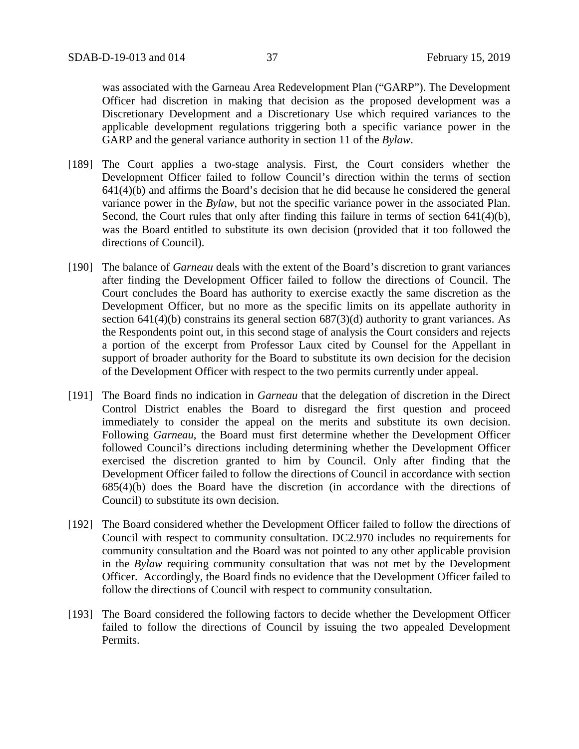was associated with the Garneau Area Redevelopment Plan ("GARP"). The Development Officer had discretion in making that decision as the proposed development was a Discretionary Development and a Discretionary Use which required variances to the applicable development regulations triggering both a specific variance power in the GARP and the general variance authority in section 11 of the *Bylaw*.

[189] The Court applies a two-stage analysis. First, the Court considers whether the Development Officer failed to follow Council's direction within the terms of section 641(4)(b) and affirms the Board's decision that he did because he considered the general variance power in the *Bylaw*, but not the specific variance power in the associated Plan. Second, the Court rules that only after finding this failure in terms of section 641(4)(b), was the Board entitled to substitute its own decision (provided that it too followed the directions of Council).

[190] The balance of *Garneau* deals with the extent of the Board's discretion to grant variances after finding the Development Officer failed to follow the directions of Council. The Court concludes the Board has authority to exercise exactly the same discretion as the Development Officer, but no more as the specific limits on its appellate authority in section 641(4)(b) constrains its general section 687(3)(d) authority to grant variances. As the Respondents point out, in this second stage of analysis the Court considers and rejects a portion of the excerpt from Professor Laux cited by Counsel for the Appellant in support of broader authority for the Board to substitute its own decision for the decision of the Development Officer with respect to the two permits currently under appeal.

[191] The Board finds no indication in *Garneau* that the delegation of discretion in the Direct Control District enables the Board to disregard the first question and proceed immediately to consider the appeal on the merits and substitute its own decision. Following *Garneau*, the Board must first determine whether the Development Officer followed Council's directions including determining whether the Development Officer exercised the discretion granted to him by Council. Only after finding that the Development Officer failed to follow the directions of Council in accordance with section 685(4)(b) does the Board have the discretion (in accordance with the directions of Council) to substitute its own decision.

[192] The Board considered whether the Development Officer failed to follow the directions of Council with respect to community consultation. DC2.970 includes no requirements for community consultation and the Board was not pointed to any other applicable provision in the *Bylaw* requiring community consultation that was not met by the Development Officer. Accordingly, the Board finds no evidence that the Development Officer failed to follow the directions of Council with respect to community consultation.

[193] The Board considered the following factors to decide whether the Development Officer failed to follow the directions of Council by issuing the two appealed Development Permits.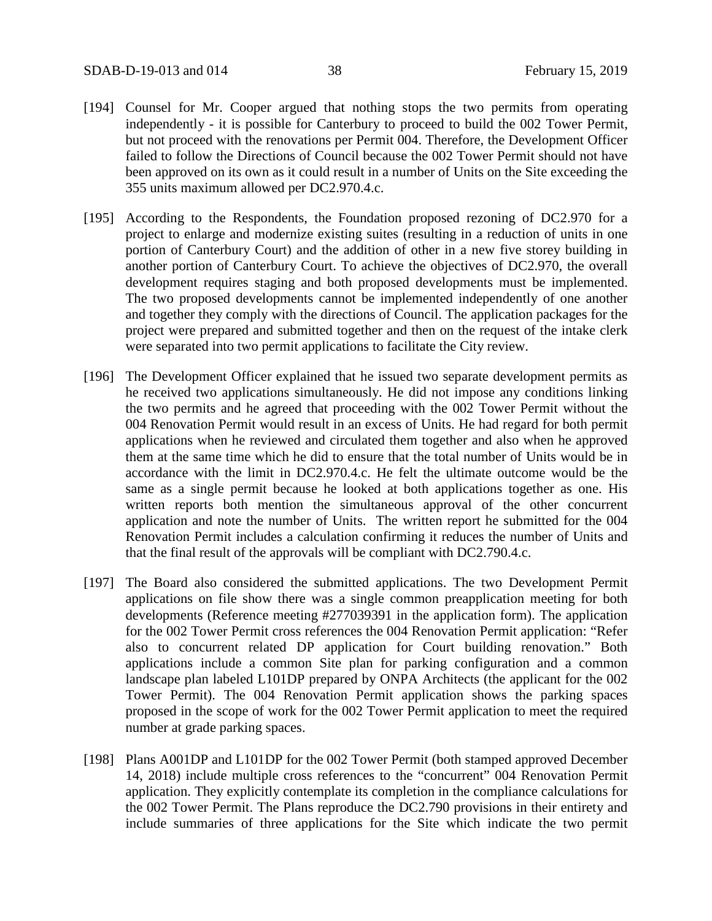[194] Counsel for Mr. Cooper argued that nothing stops the two permits from operating independently - it is possible for Canterbury to proceed to build the 002 Tower Permit, but not proceed with the renovations per Permit 004. Therefore, the Development Officer failed to follow the Directions of Council because the 002 Tower Permit should not have been approved on its own as it could result in a number of Units on the Site exceeding the 355 units maximum allowed per DC2.970.4.c.

[195] According to the Respondents, the Foundation proposed rezoning of DC2.970 for a project to enlarge and modernize existing suites (resulting in a reduction of units in one portion of Canterbury Court) and the addition of other in a new five storey building in another portion of Canterbury Court. To achieve the objectives of DC2.970, the overall development requires staging and both proposed developments must be implemented. The two proposed developments cannot be implemented independently of one another and together they comply with the directions of Council. The application packages for the project were prepared and submitted together and then on the request of the intake clerk were separated into two permit applications to facilitate the City review.

[196] The Development Officer explained that he issued two separate development permits as he received two applications simultaneously. He did not impose any conditions linking the two permits and he agreed that proceeding with the 002 Tower Permit without the 004 Renovation Permit would result in an excess of Units. He had regard for both permit applications when he reviewed and circulated them together and also when he approved them at the same time which he did to ensure that the total number of Units would be in accordance with the limit in DC2.970.4.c. He felt the ultimate outcome would be the same as a single permit because he looked at both applications together as one. His written reports both mention the simultaneous approval of the other concurrent application and note the number of Units. The written report he submitted for the 004 Renovation Permit includes a calculation confirming it reduces the number of Units and that the final result of the approvals will be compliant with DC2.790.4.c.

[197] The Board also considered the submitted applications. The two Development Permit applications on file show there was a single common preapplication meeting for both developments (Reference meeting #277039391 in the application form). The application for the 002 Tower Permit cross references the 004 Renovation Permit application: "Refer also to concurrent related DP application for Court building renovation." Both applications include a common Site plan for parking configuration and a common landscape plan labeled L101DP prepared by ONPA Architects (the applicant for the 002 Tower Permit). The 004 Renovation Permit application shows the parking spaces proposed in the scope of work for the 002 Tower Permit application to meet the required number at grade parking spaces.

[198] Plans A001DP and L101DP for the 002 Tower Permit (both stamped approved December 14, 2018) include multiple cross references to the "concurrent" 004 Renovation Permit application. They explicitly contemplate its completion in the compliance calculations for the 002 Tower Permit. The Plans reproduce the DC2.790 provisions in their entirety and include summaries of three applications for the Site which indicate the two permit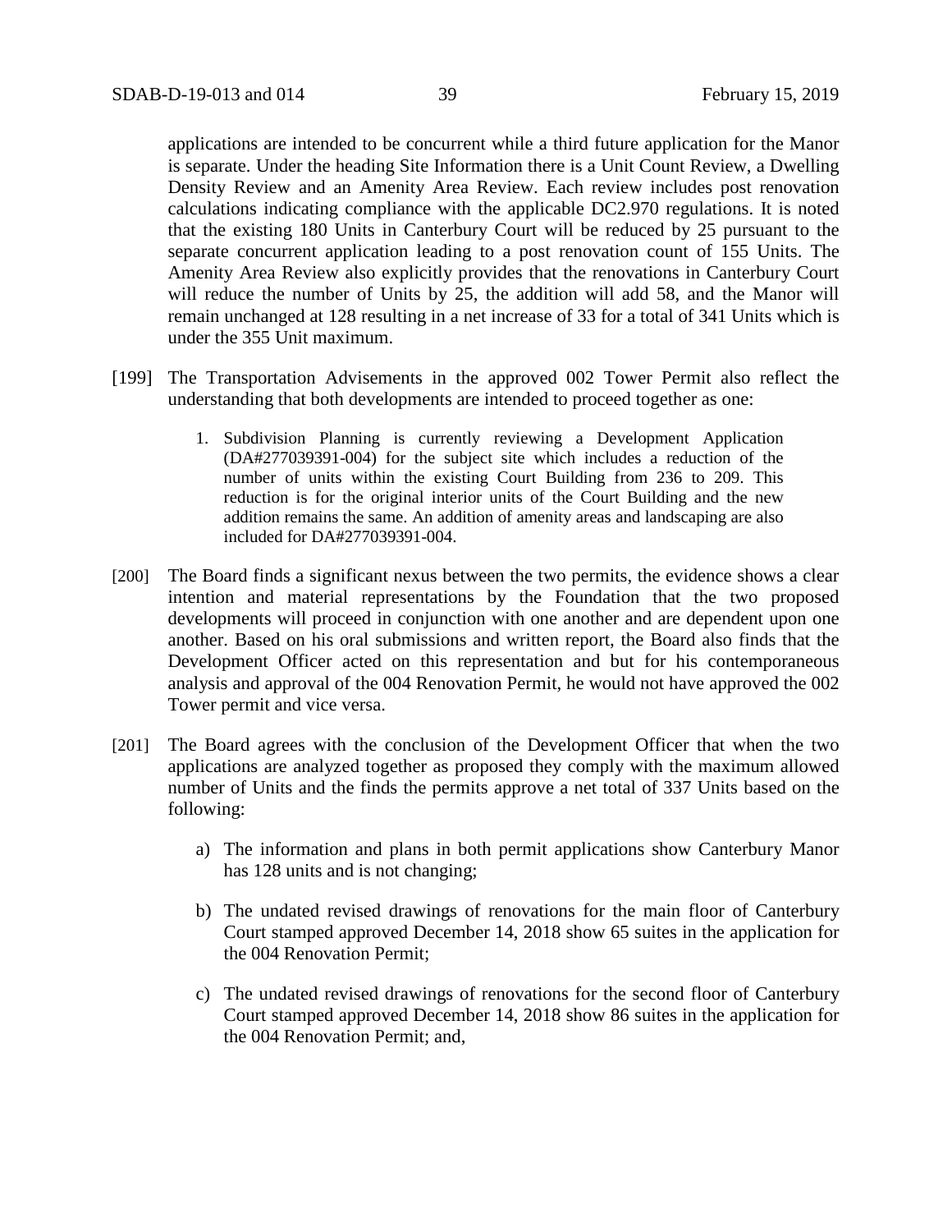applications are intended to be concurrent while a third future application for the Manor is separate. Under the heading Site Information there is a Unit Count Review, a Dwelling Density Review and an Amenity Area Review. Each review includes post renovation calculations indicating compliance with the applicable DC2.970 regulations. It is noted that the existing 180 Units in Canterbury Court will be reduced by 25 pursuant to the separate concurrent application leading to a post renovation count of 155 Units. The Amenity Area Review also explicitly provides that the renovations in Canterbury Court will reduce the number of Units by 25, the addition will add 58, and the Manor will remain unchanged at 128 resulting in a net increase of 33 for a total of 341 Units which is under the 355 Unit maximum.

[199] The Transportation Advisements in the approved 002 Tower Permit also reflect the understanding that both developments are intended to proceed together as one:

> 1. Subdivision Planning is currently reviewing a Development Application (DA#277039391-004) for the subject site which includes a reduction of the number of units within the existing Court Building from 236 to 209. This reduction is for the original interior units of the Court Building and the new addition remains the same. An addition of amenity areas and landscaping are also included for DA#277039391-004.

[200] The Board finds a significant nexus between the two permits, the evidence shows a clear intention and material representations by the Foundation that the two proposed developments will proceed in conjunction with one another and are dependent upon one another. Based on his oral submissions and written report, the Board also finds that the Development Officer acted on this representation and but for his contemporaneous analysis and approval of the 004 Renovation Permit, he would not have approved the 002 Tower permit and vice versa.

[201] The Board agrees with the conclusion of the Development Officer that when the two applications are analyzed together as proposed they comply with the maximum allowed number of Units and the finds the permits approve a net total of 337 Units based on the following:

a) The information and plans in both permit applications show Canterbury Manor has 128 units and is not changing;

b) The undated revised drawings of renovations for the main floor of Canterbury Court stamped approved December 14, 2018 show 65 suites in the application for the 004 Renovation Permit;

c) The undated revised drawings of renovations for the second floor of Canterbury Court stamped approved December 14, 2018 show 86 suites in the application for the 004 Renovation Permit; and,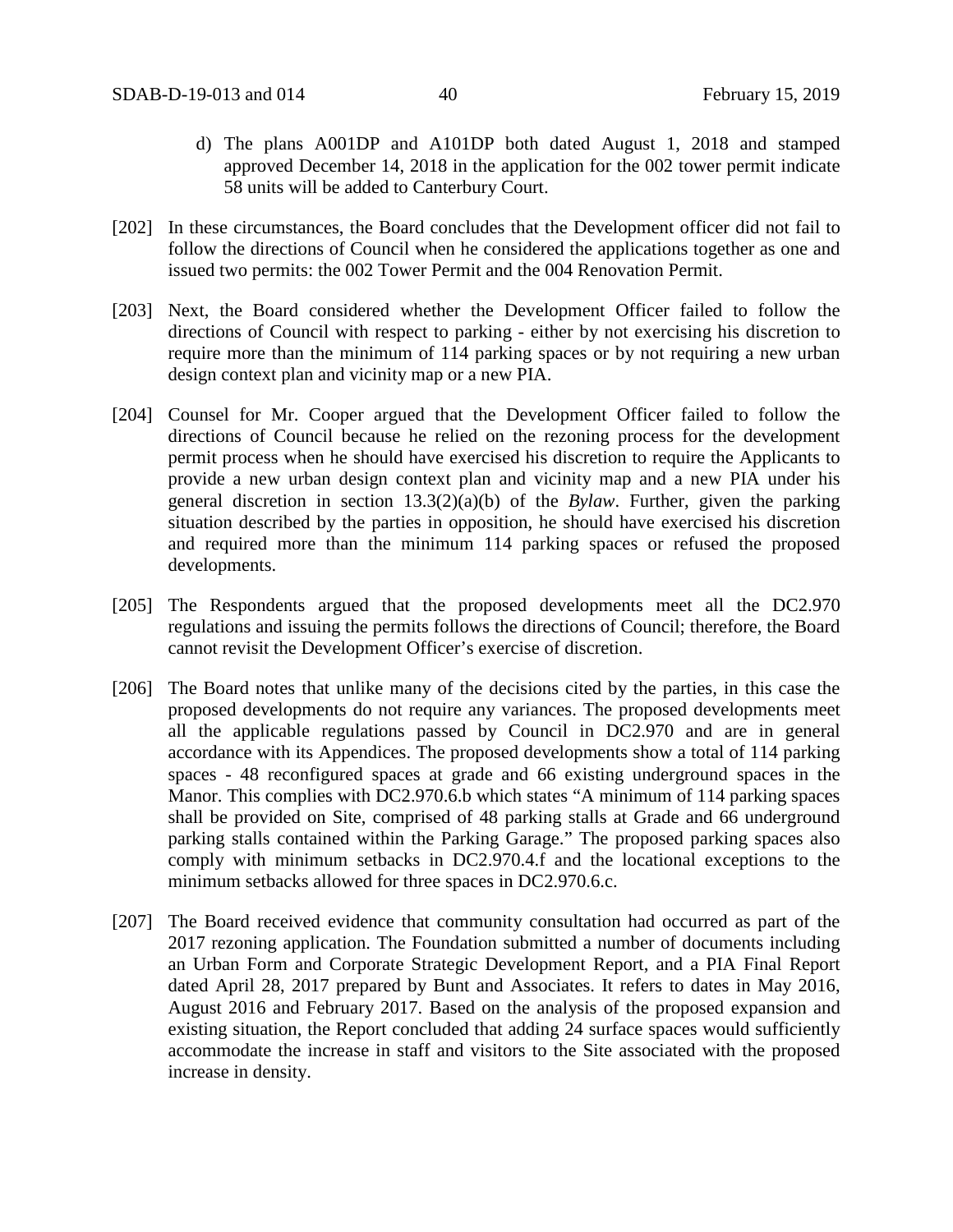d) The plans A001DP and A101DP both dated August 1, 2018 and stamped approved December 14, 2018 in the application for the 002 tower permit indicate 58 units will be added to Canterbury Court.

[202] In these circumstances, the Board concludes that the Development officer did not fail to follow the directions of Council when he considered the applications together as one and issued two permits: the 002 Tower Permit and the 004 Renovation Permit.

[203] Next, the Board considered whether the Development Officer failed to follow the directions of Council with respect to parking - either by not exercising his discretion to require more than the minimum of 114 parking spaces or by not requiring a new urban design context plan and vicinity map or a new PIA.

[204] Counsel for Mr. Cooper argued that the Development Officer failed to follow the directions of Council because he relied on the rezoning process for the development permit process when he should have exercised his discretion to require the Applicants to provide a new urban design context plan and vicinity map and a new PIA under his general discretion in section 13.3(2)(a)(b) of the *Bylaw*. Further, given the parking situation described by the parties in opposition, he should have exercised his discretion and required more than the minimum 114 parking spaces or refused the proposed developments.

[205] The Respondents argued that the proposed developments meet all the DC2.970 regulations and issuing the permits follows the directions of Council; therefore, the Board cannot revisit the Development Officer's exercise of discretion.

[206] The Board notes that unlike many of the decisions cited by the parties, in this case the proposed developments do not require any variances. The proposed developments meet all the applicable regulations passed by Council in DC2.970 and are in general accordance with its Appendices. The proposed developments show a total of 114 parking spaces - 48 reconfigured spaces at grade and 66 existing underground spaces in the Manor. This complies with DC2.970.6.b which states "A minimum of 114 parking spaces shall be provided on Site, comprised of 48 parking stalls at Grade and 66 underground parking stalls contained within the Parking Garage." The proposed parking spaces also comply with minimum setbacks in DC2.970.4.f and the locational exceptions to the minimum setbacks allowed for three spaces in DC2.970.6.c.

[207] The Board received evidence that community consultation had occurred as part of the 2017 rezoning application. The Foundation submitted a number of documents including an Urban Form and Corporate Strategic Development Report, and a PIA Final Report dated April 28, 2017 prepared by Bunt and Associates. It refers to dates in May 2016, August 2016 and February 2017. Based on the analysis of the proposed expansion and existing situation, the Report concluded that adding 24 surface spaces would sufficiently accommodate the increase in staff and visitors to the Site associated with the proposed increase in density.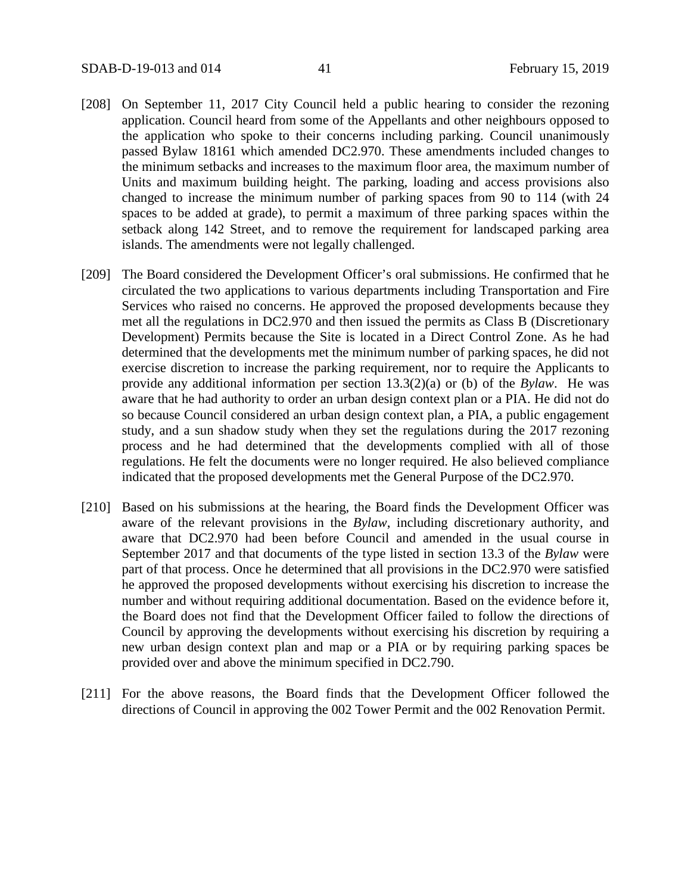[208] On September 11, 2017 City Council held a public hearing to consider the rezoning application. Council heard from some of the Appellants and other neighbours opposed to the application who spoke to their concerns including parking. Council unanimously passed Bylaw 18161 which amended DC2.970. These amendments included changes to the minimum setbacks and increases to the maximum floor area, the maximum number of Units and maximum building height. The parking, loading and access provisions also changed to increase the minimum number of parking spaces from 90 to 114 (with 24 spaces to be added at grade), to permit a maximum of three parking spaces within the setback along 142 Street, and to remove the requirement for landscaped parking area islands. The amendments were not legally challenged.

[209] The Board considered the Development Officer's oral submissions. He confirmed that he circulated the two applications to various departments including Transportation and Fire Services who raised no concerns. He approved the proposed developments because they met all the regulations in DC2.970 and then issued the permits as Class B (Discretionary Development) Permits because the Site is located in a Direct Control Zone. As he had determined that the developments met the minimum number of parking spaces, he did not exercise discretion to increase the parking requirement, nor to require the Applicants to provide any additional information per section 13.3(2)(a) or (b) of the *Bylaw*. He was aware that he had authority to order an urban design context plan or a PIA. He did not do so because Council considered an urban design context plan, a PIA, a public engagement study, and a sun shadow study when they set the regulations during the 2017 rezoning process and he had determined that the developments complied with all of those regulations. He felt the documents were no longer required. He also believed compliance indicated that the proposed developments met the General Purpose of the DC2.970.

[210] Based on his submissions at the hearing, the Board finds the Development Officer was aware of the relevant provisions in the *Bylaw*, including discretionary authority, and aware that DC2.970 had been before Council and amended in the usual course in September 2017 and that documents of the type listed in section 13.3 of the *Bylaw* were part of that process. Once he determined that all provisions in the DC2.970 were satisfied he approved the proposed developments without exercising his discretion to increase the number and without requiring additional documentation. Based on the evidence before it, the Board does not find that the Development Officer failed to follow the directions of Council by approving the developments without exercising his discretion by requiring a new urban design context plan and map or a PIA or by requiring parking spaces be provided over and above the minimum specified in DC2.790.

[211] For the above reasons, the Board finds that the Development Officer followed the directions of Council in approving the 002 Tower Permit and the 002 Renovation Permit.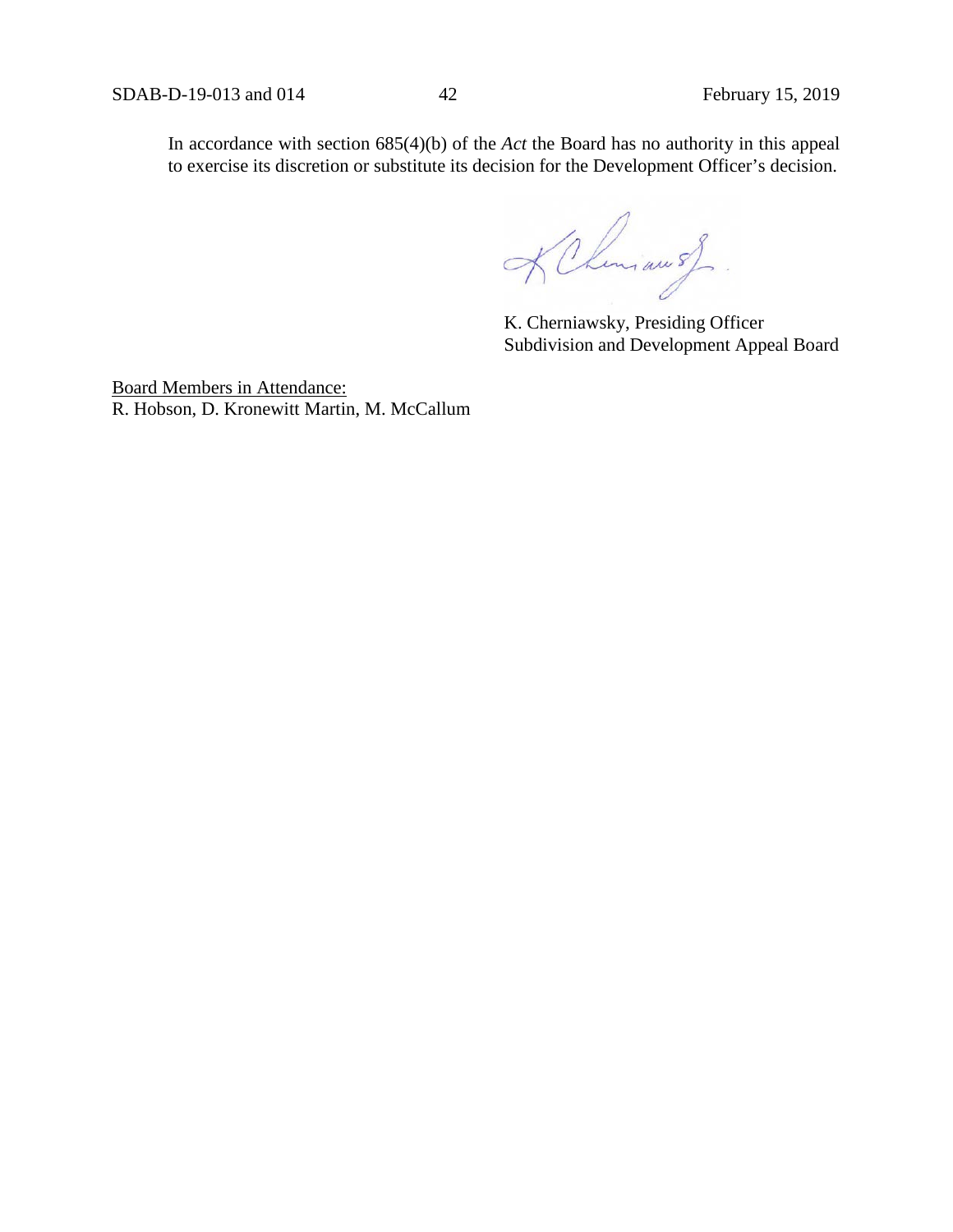In accordance with section 685(4)(b) of the *Act* the Board has no authority in this appeal to exercise its discretion or substitute its decision for the Development Officer's decision.

K. Cherniawsky, Presiding Officer
Subdivision and Development Appeal Board

Board Members in Attendance:
R. Hobson, D. Kronewitt Martin, M. McCallum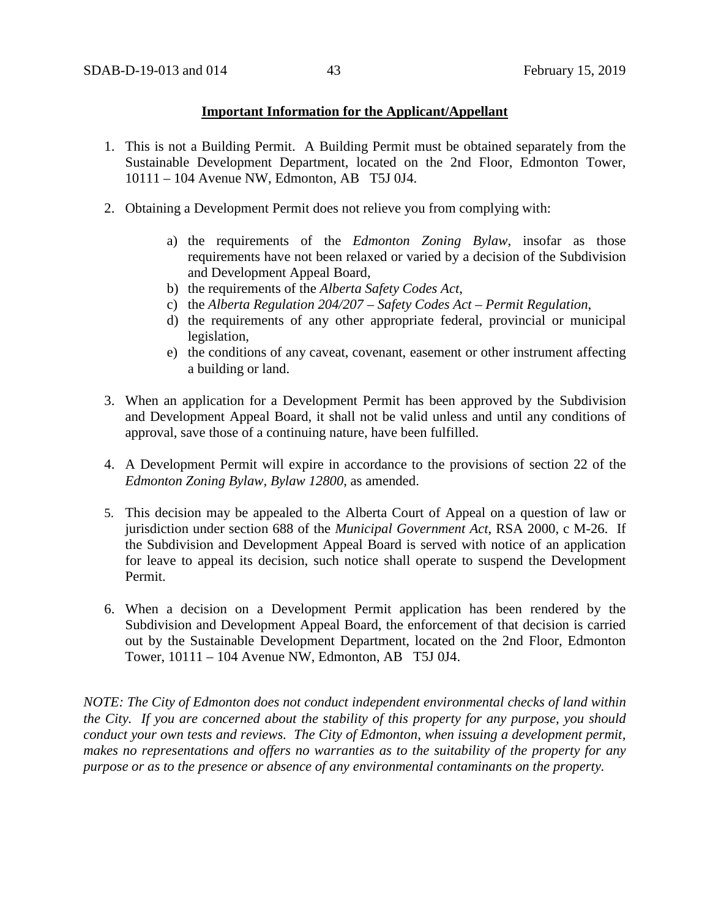**Important Information for the Applicant/Appellant**

1. This is not a Building Permit. A Building Permit must be obtained separately from the Sustainable Development Department, located on the 2nd Floor, Edmonton Tower, 10111 – 104 Avenue NW, Edmonton, AB T5J 0J4.

2. Obtaining a Development Permit does not relieve you from complying with:

    a) the requirements of the *Edmonton Zoning Bylaw*, insofar as those requirements have not been relaxed or varied by a decision of the Subdivision and Development Appeal Board,
    b) the requirements of the *Alberta Safety Codes Act*,
    c) the *Alberta Regulation 204/207 – Safety Codes Act – Permit Regulation*,
    d) the requirements of any other appropriate federal, provincial or municipal legislation,
    e) the conditions of any caveat, covenant, easement or other instrument affecting a building or land.

3. When an application for a Development Permit has been approved by the Subdivision and Development Appeal Board, it shall not be valid unless and until any conditions of approval, save those of a continuing nature, have been fulfilled.

4. A Development Permit will expire in accordance to the provisions of section 22 of the *Edmonton Zoning Bylaw, Bylaw 12800*, as amended.

5. This decision may be appealed to the Alberta Court of Appeal on a question of law or jurisdiction under section 688 of the *Municipal Government Act*, RSA 2000, c M-26. If the Subdivision and Development Appeal Board is served with notice of an application for leave to appeal its decision, such notice shall operate to suspend the Development Permit.

6. When a decision on a Development Permit application has been rendered by the Subdivision and Development Appeal Board, the enforcement of that decision is carried out by the Sustainable Development Department, located on the 2nd Floor, Edmonton Tower, 10111 – 104 Avenue NW, Edmonton, AB T5J 0J4.

*NOTE: The City of Edmonton does not conduct independent environmental checks of land within the City. If you are concerned about the stability of this property for any purpose, you should conduct your own tests and reviews. The City of Edmonton, when issuing a development permit, makes no representations and offers no warranties as to the suitability of the property for any purpose or as to the presence or absence of any environmental contaminants on the property.*